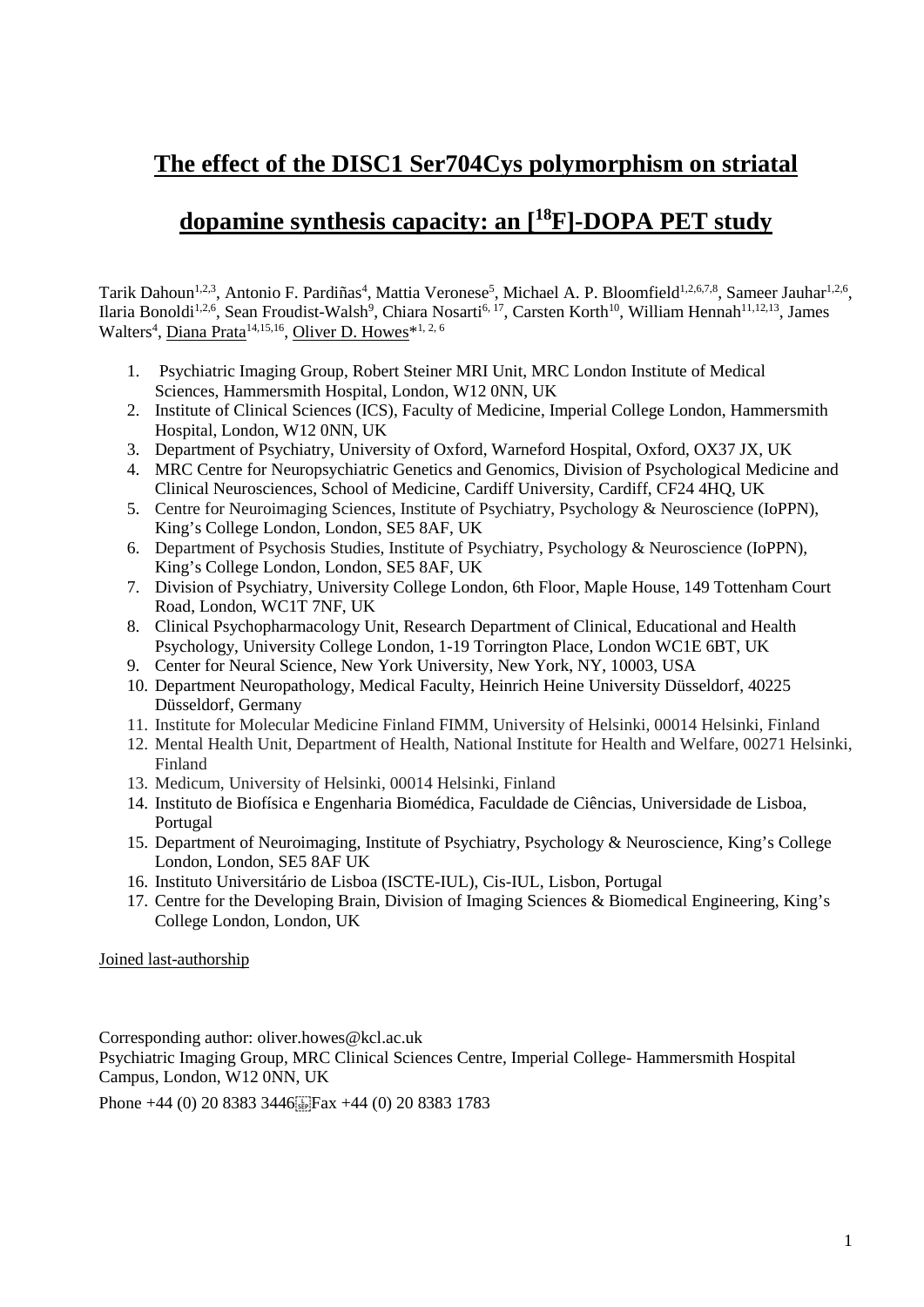# The effect of the DISC1 Ser704Cys polymorphism on striatal dopamine synthesis capacity: an [$^{18}$F]-DOPA PET study

Tarik Dahoun[1,2,3], Antonio F. Pardiñas[4], Mattia Veronese[5], Michael A. P. Bloomfield[1,2,6,7,8], Sameer Jauhar[1,2,6], Ilaria Bonoldi[1,2,6], Sean Froudist-Walsh[9], Chiara Nosarti[6,17], Carsten Korth[10], William Hennah[11,12,13], James Walters[4], Diana Prata[14,15,16], Oliver D. Howes*[1,2,6]

1. Psychiatric Imaging Group, Robert Steiner MRI Unit, MRC London Institute of Medical Sciences, Hammersmith Hospital, London, W12 0NN, UK
2. Institute of Clinical Sciences (ICS), Faculty of Medicine, Imperial College London, Hammersmith Hospital, London, W12 0NN, UK
3. Department of Psychiatry, University of Oxford, Warneford Hospital, Oxford, OX37 JX, UK
4. MRC Centre for Neuropsychiatric Genetics and Genomics, Division of Psychological Medicine and Clinical Neurosciences, School of Medicine, Cardiff University, Cardiff, CF24 4HQ, UK
5. Centre for Neuroimaging Sciences, Institute of Psychiatry, Psychology & Neuroscience (IoPPN), King's College London, London, SE5 8AF, UK
6. Department of Psychosis Studies, Institute of Psychiatry, Psychology & Neuroscience (IoPPN), King's College London, London, SE5 8AF, UK
7. Division of Psychiatry, University College London, 6th Floor, Maple House, 149 Tottenham Court Road, London, WC1T 7NF, UK
8. Clinical Psychopharmacology Unit, Research Department of Clinical, Educational and Health Psychology, University College London, 1-19 Torrington Place, London WC1E 6BT, UK
9. Center for Neural Science, New York University, New York, NY, 10003, USA
10. Department Neuropathology, Medical Faculty, Heinrich Heine University Düsseldorf, 40225 Düsseldorf, Germany
11. Institute for Molecular Medicine Finland FIMM, University of Helsinki, 00014 Helsinki, Finland
12. Mental Health Unit, Department of Health, National Institute for Health and Welfare, 00271 Helsinki, Finland
13. Medicum, University of Helsinki, 00014 Helsinki, Finland
14. Instituto de Biofísica e Engenharia Biomédica, Faculdade de Ciências, Universidade de Lisboa, Portugal
15. Department of Neuroimaging, Institute of Psychiatry, Psychology & Neuroscience, King's College London, London, SE5 8AF UK
16. Instituto Universitário de Lisboa (ISCTE-IUL), Cis-IUL, Lisbon, Portugal
17. Centre for the Developing Brain, Division of Imaging Sciences & Biomedical Engineering, King's College London, London, UK

Joined last-authorship

Corresponding author: oliver.howes@kcl.ac.uk
Psychiatric Imaging Group, MRC Clinical Sciences Centre, Imperial College- Hammersmith Hospital Campus, London, W12 0NN, UK

Phone +44 (0) 20 8383 3446 Fax +44 (0) 20 8383 1783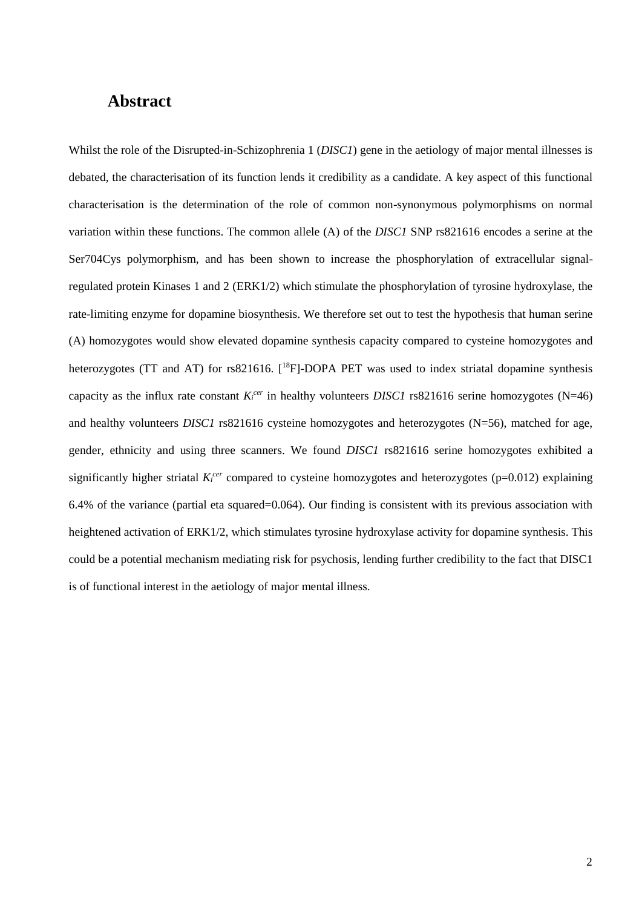## Abstract

Whilst the role of the Disrupted-in-Schizophrenia 1 (*DISC1*) gene in the aetiology of major mental illnesses is debated, the characterisation of its function lends it credibility as a candidate. A key aspect of this functional characterisation is the determination of the role of common non-synonymous polymorphisms on normal variation within these functions. The common allele (A) of the *DISC1* SNP rs821616 encodes a serine at the Ser704Cys polymorphism, and has been shown to increase the phosphorylation of extracellular signal-regulated protein Kinases 1 and 2 (ERK1/2) which stimulate the phosphorylation of tyrosine hydroxylase, the rate-limiting enzyme for dopamine biosynthesis. We therefore set out to test the hypothesis that human serine (A) homozygotes would show elevated dopamine synthesis capacity compared to cysteine homozygotes and heterozygotes (TT and AT) for rs821616. [$^{18}$F]-DOPA PET was used to index striatal dopamine synthesis capacity as the influx rate constant $K_i^{cer}$ in healthy volunteers *DISC1* rs821616 serine homozygotes (N=46) and healthy volunteers *DISC1* rs821616 cysteine homozygotes and heterozygotes (N=56), matched for age, gender, ethnicity and using three scanners. We found *DISC1* rs821616 serine homozygotes exhibited a significantly higher striatal $K_i^{cer}$ compared to cysteine homozygotes and heterozygotes ($p=0.012$) explaining 6.4% of the variance (partial eta squared=0.064). Our finding is consistent with its previous association with heightened activation of ERK1/2, which stimulates tyrosine hydroxylase activity for dopamine synthesis. This could be a potential mechanism mediating risk for psychosis, lending further credibility to the fact that DISC1 is of functional interest in the aetiology of major mental illness.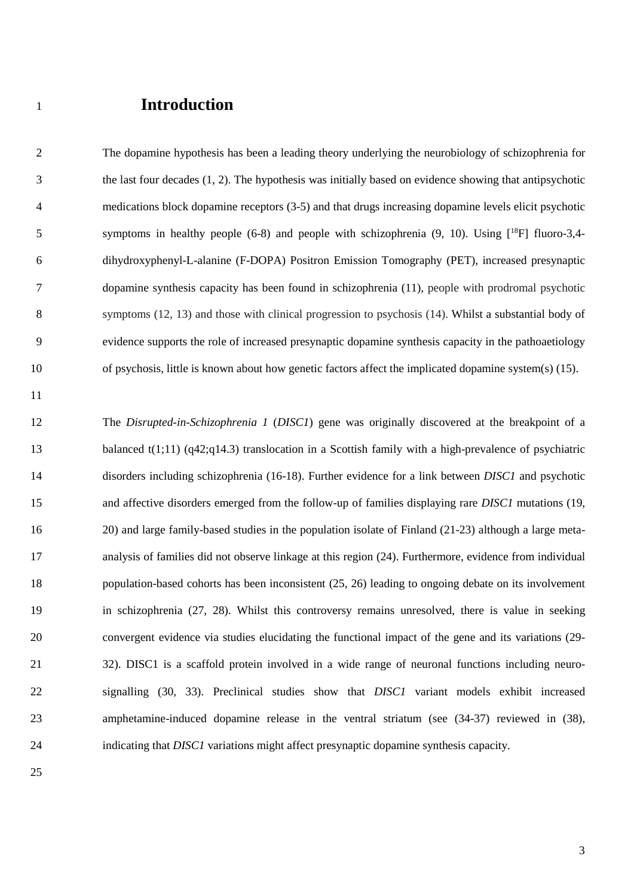# Introduction

The dopamine hypothesis has been a leading theory underlying the neurobiology of schizophrenia for the last four decades (1, 2). The hypothesis was initially based on evidence showing that antipsychotic medications block dopamine receptors (3-5) and that drugs increasing dopamine levels elicit psychotic symptoms in healthy people (6-8) and people with schizophrenia (9, 10). Using [$^{18}$F] fluoro-3,4-dihydroxyphenyl-L-alanine (F-DOPA) Positron Emission Tomography (PET), increased presynaptic dopamine synthesis capacity has been found in schizophrenia (11), people with prodromal psychotic symptoms (12, 13) and those with clinical progression to psychosis (14). Whilst a substantial body of evidence supports the role of increased presynaptic dopamine synthesis capacity in the pathoaetiology of psychosis, little is known about how genetic factors affect the implicated dopamine system(s) (15).

The *Disrupted-in-Schizophrenia 1* (*DISC1*) gene was originally discovered at the breakpoint of a balanced t(1;11) (q42;q14.3) translocation in a Scottish family with a high-prevalence of psychiatric disorders including schizophrenia (16-18). Further evidence for a link between *DISC1* and psychotic and affective disorders emerged from the follow-up of families displaying rare *DISC1* mutations (19, 20) and large family-based studies in the population isolate of Finland (21-23) although a large meta-analysis of families did not observe linkage at this region (24). Furthermore, evidence from individual population-based cohorts has been inconsistent (25, 26) leading to ongoing debate on its involvement in schizophrenia (27, 28). Whilst this controversy remains unresolved, there is value in seeking convergent evidence via studies elucidating the functional impact of the gene and its variations (29-32). DISC1 is a scaffold protein involved in a wide range of neuronal functions including neuro-signalling (30, 33). Preclinical studies show that *DISC1* variant models exhibit increased amphetamine-induced dopamine release in the ventral striatum (see (34-37) reviewed in (38), indicating that *DISC1* variations might affect presynaptic dopamine synthesis capacity.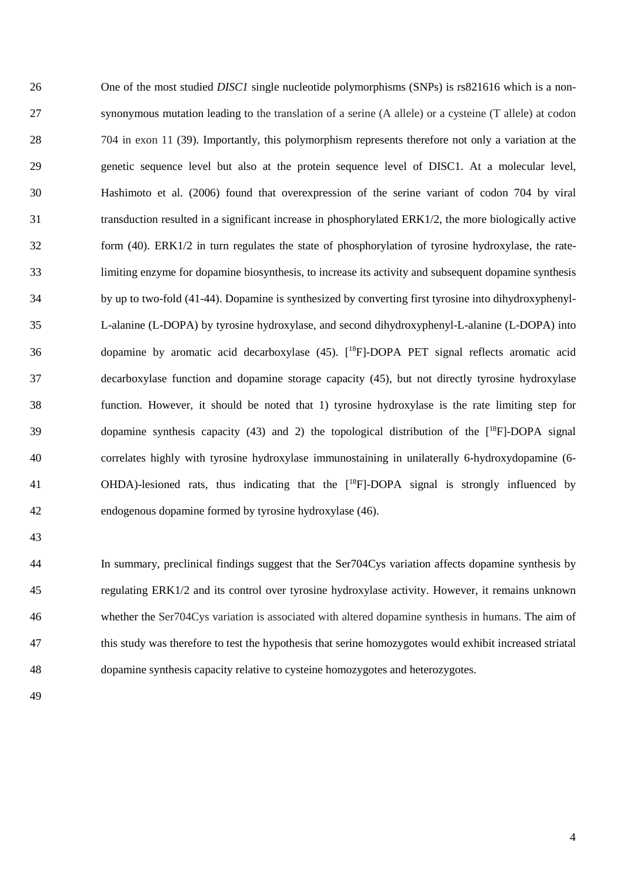One of the most studied *DISC1* single nucleotide polymorphisms (SNPs) is rs821616 which is a non-synonymous mutation leading to the translation of a serine (A allele) or a cysteine (T allele) at codon 704 in exon 11 (39). Importantly, this polymorphism represents therefore not only a variation at the genetic sequence level but also at the protein sequence level of DISC1. At a molecular level, Hashimoto et al. (2006) found that overexpression of the serine variant of codon 704 by viral transduction resulted in a significant increase in phosphorylated ERK1/2, the more biologically active form (40). ERK1/2 in turn regulates the state of phosphorylation of tyrosine hydroxylase, the rate-limiting enzyme for dopamine biosynthesis, to increase its activity and subsequent dopamine synthesis by up to two-fold (41-44). Dopamine is synthesized by converting first tyrosine into dihydroxyphenyl-L-alanine (L-DOPA) by tyrosine hydroxylase, and second dihydroxyphenyl-L-alanine (L-DOPA) into dopamine by aromatic acid decarboxylase (45). [$^{18}$F]-DOPA PET signal reflects aromatic acid decarboxylase function and dopamine storage capacity (45), but not directly tyrosine hydroxylase function. However, it should be noted that 1) tyrosine hydroxylase is the rate limiting step for dopamine synthesis capacity (43) and 2) the topological distribution of the [$^{18}$F]-DOPA signal correlates highly with tyrosine hydroxylase immunostaining in unilaterally 6-hydroxydopamine (6-OHDA)-lesioned rats, thus indicating that the [$^{18}$F]-DOPA signal is strongly influenced by endogenous dopamine formed by tyrosine hydroxylase (46).

In summary, preclinical findings suggest that the Ser704Cys variation affects dopamine synthesis by regulating ERK1/2 and its control over tyrosine hydroxylase activity. However, it remains unknown whether the Ser704Cys variation is associated with altered dopamine synthesis in humans. The aim of this study was therefore to test the hypothesis that serine homozygotes would exhibit increased striatal dopamine synthesis capacity relative to cysteine homozygotes and heterozygotes.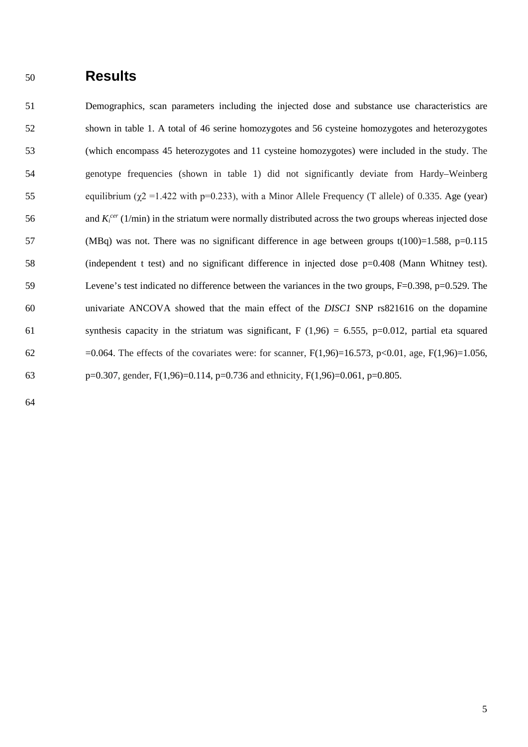# Results

Demographics, scan parameters including the injected dose and substance use characteristics are shown in table 1. A total of 46 serine homozygotes and 56 cysteine homozygotes and heterozygotes (which encompass 45 heterozygotes and 11 cysteine homozygotes) were included in the study. The genotype frequencies (shown in table 1) did not significantly deviate from Hardy–Weinberg equilibrium ($\chi 2$ =1.422 with p=0.233), with a Minor Allele Frequency (T allele) of 0.335. Age (year) and $K_i^{cer}$ (1/min) in the striatum were normally distributed across the two groups whereas injected dose (MBq) was not. There was no significant difference in age between groups t(100)=1.588, p=0.115 (independent t test) and no significant difference in injected dose p=0.408 (Mann Whitney test). Levene's test indicated no difference between the variances in the two groups, F=0.398, p=0.529. The univariate ANCOVA showed that the main effect of the *DISC1* SNP rs821616 on the dopamine synthesis capacity in the striatum was significant, F (1,96) = 6.555, p=0.012, partial eta squared =0.064. The effects of the covariates were: for scanner, F(1,96)=16.573, p<0.01, age, F(1,96)=1.056, p=0.307, gender, F(1,96)=0.114, p=0.736 and ethnicity, F(1,96)=0.061, p=0.805.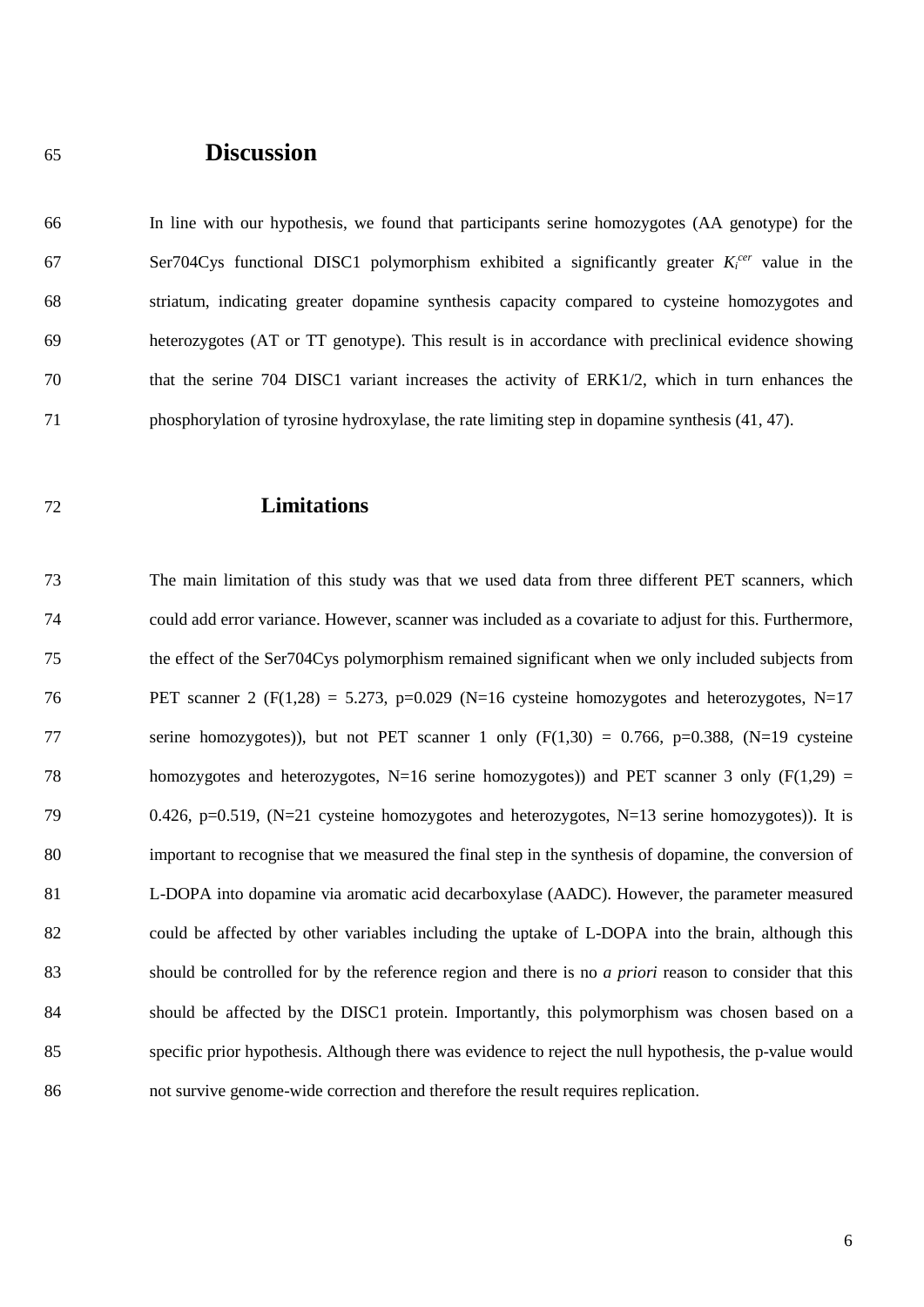# Discussion

In line with our hypothesis, we found that participants serine homozygotes (AA genotype) for the Ser704Cys functional DISC1 polymorphism exhibited a significantly greater $K_i^{cer}$ value in the striatum, indicating greater dopamine synthesis capacity compared to cysteine homozygotes and heterozygotes (AT or TT genotype). This result is in accordance with preclinical evidence showing that the serine 704 DISC1 variant increases the activity of ERK1/2, which in turn enhances the phosphorylation of tyrosine hydroxylase, the rate limiting step in dopamine synthesis (41, 47).

## Limitations

The main limitation of this study was that we used data from three different PET scanners, which could add error variance. However, scanner was included as a covariate to adjust for this. Furthermore, the effect of the Ser704Cys polymorphism remained significant when we only included subjects from PET scanner 2 ($F(1,28) = 5.273$, $p=0.029$ ($N=16$ cysteine homozygotes and heterozygotes, $N=17$ serine homozygotes)), but not PET scanner 1 only ($F(1,30) = 0.766$, $p=0.388$, ($N=19$ cysteine homozygotes and heterozygotes, $N=16$ serine homozygotes)) and PET scanner 3 only ($F(1,29) = 0.426$, $p=0.519$, ($N=21$ cysteine homozygotes and heterozygotes, $N=13$ serine homozygotes)). It is important to recognise that we measured the final step in the synthesis of dopamine, the conversion of L-DOPA into dopamine via aromatic acid decarboxylase (AADC). However, the parameter measured could be affected by other variables including the uptake of L-DOPA into the brain, although this should be controlled for by the reference region and there is no *a priori* reason to consider that this should be affected by the DISC1 protein. Importantly, this polymorphism was chosen based on a specific prior hypothesis. Although there was evidence to reject the null hypothesis, the p-value would not survive genome-wide correction and therefore the result requires replication.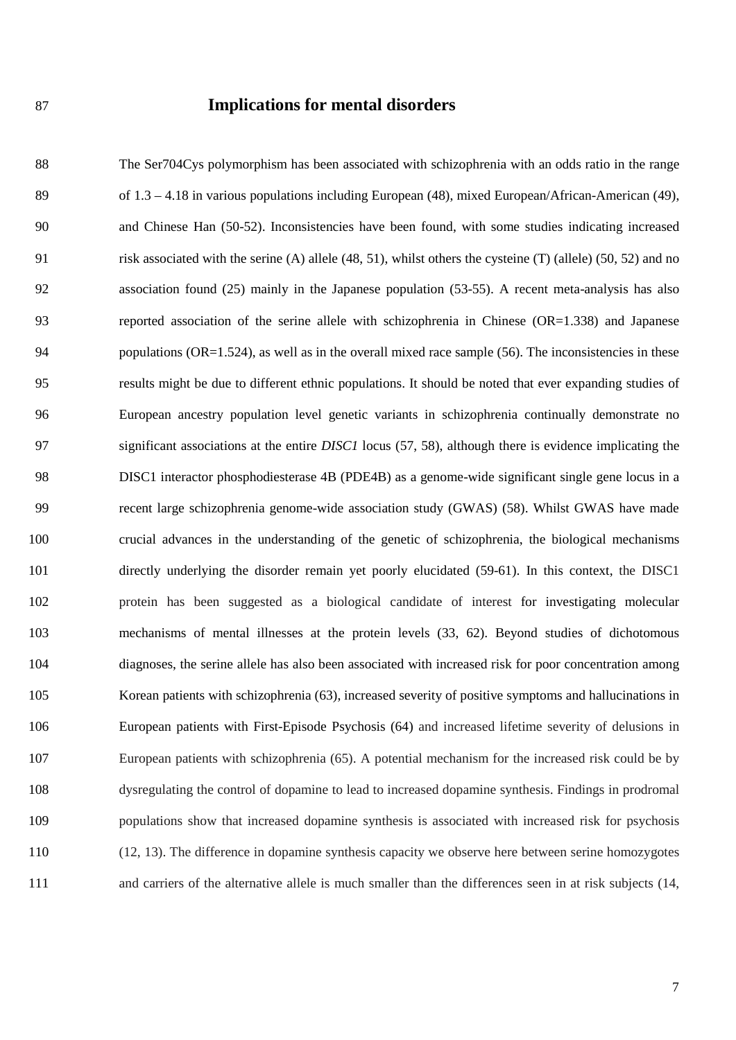## Implications for mental disorders

The Ser704Cys polymorphism has been associated with schizophrenia with an odds ratio in the range of 1.3 – 4.18 in various populations including European (48), mixed European/African-American (49), and Chinese Han (50-52). Inconsistencies have been found, with some studies indicating increased risk associated with the serine (A) allele (48, 51), whilst others the cysteine (T) (allele) (50, 52) and no association found (25) mainly in the Japanese population (53-55). A recent meta-analysis has also reported association of the serine allele with schizophrenia in Chinese (OR=1.338) and Japanese populations (OR=1.524), as well as in the overall mixed race sample (56). The inconsistencies in these results might be due to different ethnic populations. It should be noted that ever expanding studies of European ancestry population level genetic variants in schizophrenia continually demonstrate no significant associations at the entire *DISC1* locus (57, 58), although there is evidence implicating the DISC1 interactor phosphodiesterase 4B (PDE4B) as a genome-wide significant single gene locus in a recent large schizophrenia genome-wide association study (GWAS) (58). Whilst GWAS have made crucial advances in the understanding of the genetic of schizophrenia, the biological mechanisms directly underlying the disorder remain yet poorly elucidated (59-61). In this context, the DISC1 protein has been suggested as a biological candidate of interest for investigating molecular mechanisms of mental illnesses at the protein levels (33, 62). Beyond studies of dichotomous diagnoses, the serine allele has also been associated with increased risk for poor concentration among Korean patients with schizophrenia (63), increased severity of positive symptoms and hallucinations in European patients with First-Episode Psychosis (64) and increased lifetime severity of delusions in European patients with schizophrenia (65). A potential mechanism for the increased risk could be by dysregulating the control of dopamine to lead to increased dopamine synthesis. Findings in prodromal populations show that increased dopamine synthesis is associated with increased risk for psychosis (12, 13). The difference in dopamine synthesis capacity we observe here between serine homozygotes and carriers of the alternative allele is much smaller than the differences seen in at risk subjects (14,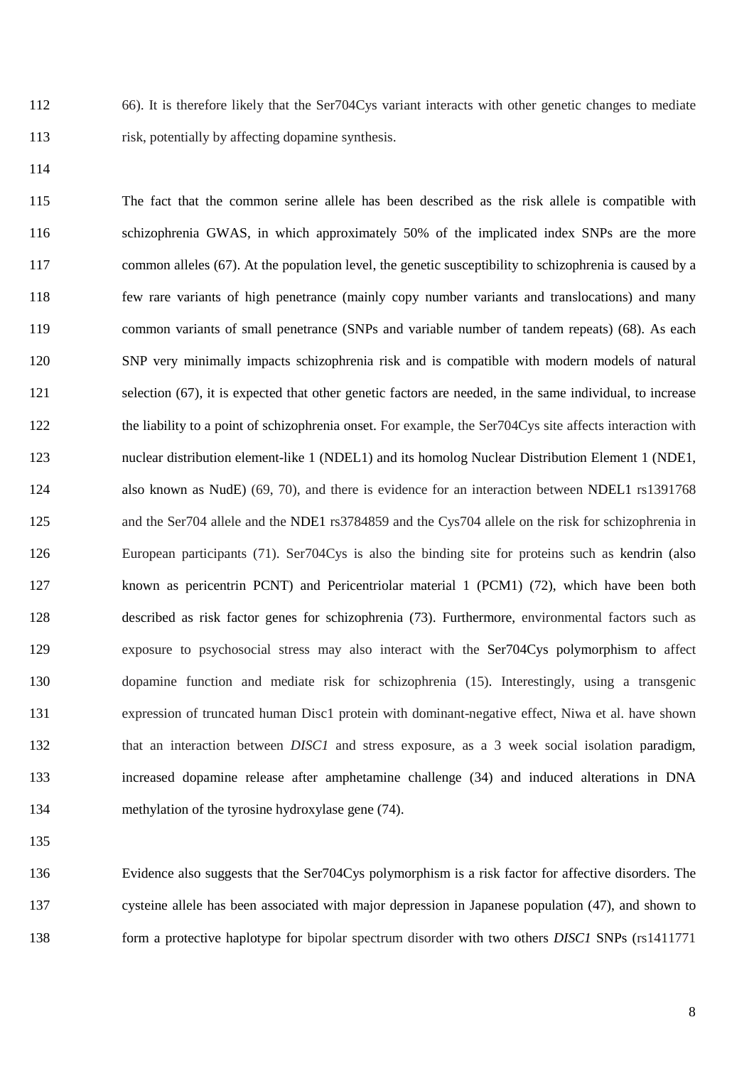66). It is therefore likely that the Ser704Cys variant interacts with other genetic changes to mediate risk, potentially by affecting dopamine synthesis.

The fact that the common serine allele has been described as the risk allele is compatible with schizophrenia GWAS, in which approximately 50% of the implicated index SNPs are the more common alleles (67). At the population level, the genetic susceptibility to schizophrenia is caused by a few rare variants of high penetrance (mainly copy number variants and translocations) and many common variants of small penetrance (SNPs and variable number of tandem repeats) (68). As each SNP very minimally impacts schizophrenia risk and is compatible with modern models of natural selection (67), it is expected that other genetic factors are needed, in the same individual, to increase the liability to a point of schizophrenia onset. For example, the Ser704Cys site affects interaction with nuclear distribution element-like 1 (NDEL1) and its homolog Nuclear Distribution Element 1 (NDE1, also known as NudE) (69, 70), and there is evidence for an interaction between NDEL1 rs1391768 and the Ser704 allele and the NDE1 rs3784859 and the Cys704 allele on the risk for schizophrenia in European participants (71). Ser704Cys is also the binding site for proteins such as kendrin (also known as pericentrin PCNT) and Pericentriolar material 1 (PCM1) (72), which have been both described as risk factor genes for schizophrenia (73). Furthermore, environmental factors such as exposure to psychosocial stress may also interact with the Ser704Cys polymorphism to affect dopamine function and mediate risk for schizophrenia (15). Interestingly, using a transgenic expression of truncated human Disc1 protein with dominant-negative effect, Niwa et al. have shown that an interaction between *DISC1* and stress exposure, as a 3 week social isolation paradigm, increased dopamine release after amphetamine challenge (34) and induced alterations in DNA methylation of the tyrosine hydroxylase gene (74).

Evidence also suggests that the Ser704Cys polymorphism is a risk factor for affective disorders. The cysteine allele has been associated with major depression in Japanese population (47), and shown to form a protective haplotype for bipolar spectrum disorder with two others *DISC1* SNPs (rs1411771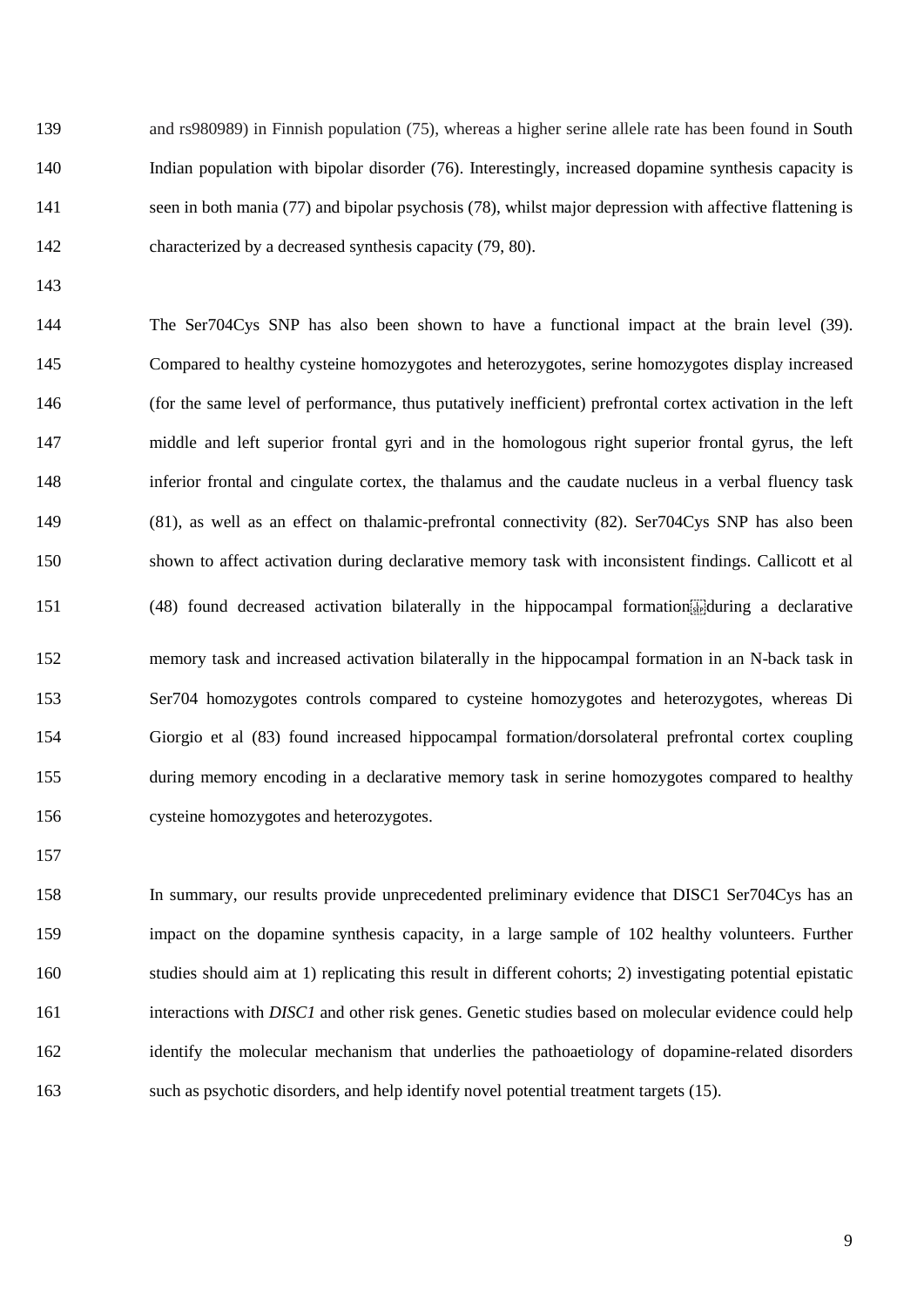and rs980989) in Finnish population (75), whereas a higher serine allele rate has been found in South Indian population with bipolar disorder (76). Interestingly, increased dopamine synthesis capacity is seen in both mania (77) and bipolar psychosis (78), whilst major depression with affective flattening is characterized by a decreased synthesis capacity (79, 80).

The Ser704Cys SNP has also been shown to have a functional impact at the brain level (39). Compared to healthy cysteine homozygotes and heterozygotes, serine homozygotes display increased (for the same level of performance, thus putatively inefficient) prefrontal cortex activation in the left middle and left superior frontal gyri and in the homologous right superior frontal gyrus, the left inferior frontal and cingulate cortex, the thalamus and the caudate nucleus in a verbal fluency task (81), as well as an effect on thalamic-prefrontal connectivity (82). Ser704Cys SNP has also been shown to affect activation during declarative memory task with inconsistent findings. Callicott et al (48) found decreased activation bilaterally in the hippocampal formation during a declarative memory task and increased activation bilaterally in the hippocampal formation in an N-back task in Ser704 homozygotes controls compared to cysteine homozygotes and heterozygotes, whereas Di Giorgio et al (83) found increased hippocampal formation/dorsolateral prefrontal cortex coupling during memory encoding in a declarative memory task in serine homozygotes compared to healthy cysteine homozygotes and heterozygotes.

In summary, our results provide unprecedented preliminary evidence that DISC1 Ser704Cys has an impact on the dopamine synthesis capacity, in a large sample of 102 healthy volunteers. Further studies should aim at 1) replicating this result in different cohorts; 2) investigating potential epistatic interactions with *DISC1* and other risk genes. Genetic studies based on molecular evidence could help identify the molecular mechanism that underlies the pathoaetiology of dopamine-related disorders such as psychotic disorders, and help identify novel potential treatment targets (15).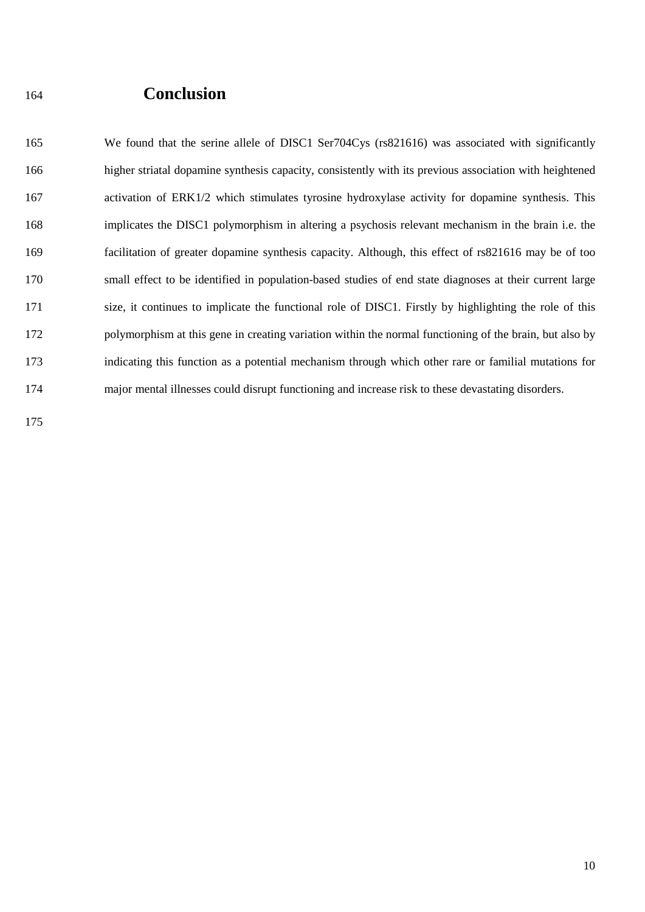# Conclusion

We found that the serine allele of DISC1 Ser704Cys (rs821616) was associated with significantly higher striatal dopamine synthesis capacity, consistently with its previous association with heightened activation of ERK1/2 which stimulates tyrosine hydroxylase activity for dopamine synthesis. This implicates the DISC1 polymorphism in altering a psychosis relevant mechanism in the brain i.e. the facilitation of greater dopamine synthesis capacity. Although, this effect of rs821616 may be of too small effect to be identified in population-based studies of end state diagnoses at their current large size, it continues to implicate the functional role of DISC1. Firstly by highlighting the role of this polymorphism at this gene in creating variation within the normal functioning of the brain, but also by indicating this function as a potential mechanism through which other rare or familial mutations for major mental illnesses could disrupt functioning and increase risk to these devastating disorders.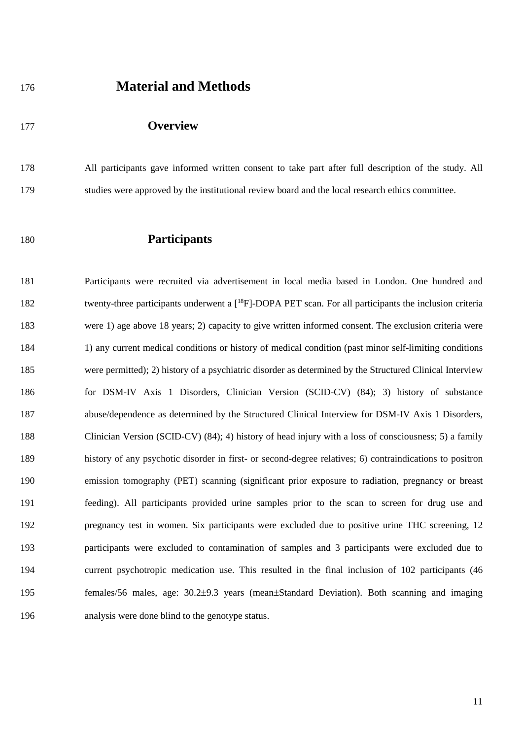# Material and Methods

## Overview

All participants gave informed written consent to take part after full description of the study. All studies were approved by the institutional review board and the local research ethics committee.

## Participants

Participants were recruited via advertisement in local media based in London. One hundred and twenty-three participants underwent a [$^{18}$F]-DOPA PET scan. For all participants the inclusion criteria were 1) age above 18 years; 2) capacity to give written informed consent. The exclusion criteria were 1) any current medical conditions or history of medical condition (past minor self-limiting conditions were permitted); 2) history of a psychiatric disorder as determined by the Structured Clinical Interview for DSM-IV Axis 1 Disorders, Clinician Version (SCID-CV) (84); 3) history of substance abuse/dependence as determined by the Structured Clinical Interview for DSM-IV Axis 1 Disorders, Clinician Version (SCID-CV) (84); 4) history of head injury with a loss of consciousness; 5) a family history of any psychotic disorder in first- or second-degree relatives; 6) contraindications to positron emission tomography (PET) scanning (significant prior exposure to radiation, pregnancy or breast feeding). All participants provided urine samples prior to the scan to screen for drug use and pregnancy test in women. Six participants were excluded due to positive urine THC screening, 12 participants were excluded to contamination of samples and 3 participants were excluded due to current psychotropic medication use. This resulted in the final inclusion of 102 participants (46 females/56 males, age: 30.2±9.3 years (mean±Standard Deviation). Both scanning and imaging analysis were done blind to the genotype status.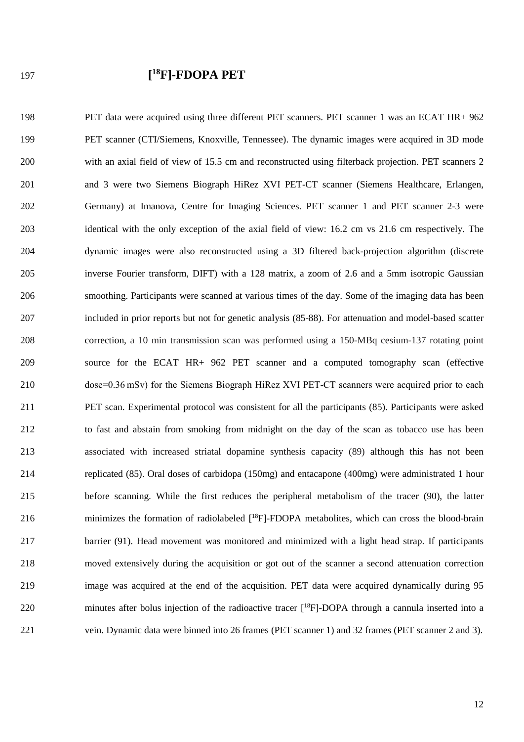## [$^{18}$F]-FDOPA PET

PET data were acquired using three different PET scanners. PET scanner 1 was an ECAT HR+ 962 PET scanner (CTI/Siemens, Knoxville, Tennessee). The dynamic images were acquired in 3D mode with an axial field of view of 15.5 cm and reconstructed using filterback projection. PET scanners 2 and 3 were two Siemens Biograph HiRez XVI PET-CT scanner (Siemens Healthcare, Erlangen, Germany) at Imanova, Centre for Imaging Sciences. PET scanner 1 and PET scanner 2-3 were identical with the only exception of the axial field of view: 16.2 cm vs 21.6 cm respectively. The dynamic images were also reconstructed using a 3D filtered back-projection algorithm (discrete inverse Fourier transform, DIFT) with a 128 matrix, a zoom of 2.6 and a 5mm isotropic Gaussian smoothing. Participants were scanned at various times of the day. Some of the imaging data has been included in prior reports but not for genetic analysis (85-88). For attenuation and model-based scatter correction, a 10 min transmission scan was performed using a 150-MBq cesium-137 rotating point source for the ECAT HR+ 962 PET scanner and a computed tomography scan (effective dose=0.36 mSv) for the Siemens Biograph HiRez XVI PET-CT scanners were acquired prior to each PET scan. Experimental protocol was consistent for all the participants (85). Participants were asked to fast and abstain from smoking from midnight on the day of the scan as tobacco use has been associated with increased striatal dopamine synthesis capacity (89) although this has not been replicated (85). Oral doses of carbidopa (150mg) and entacapone (400mg) were administrated 1 hour before scanning. While the first reduces the peripheral metabolism of the tracer (90), the latter minimizes the formation of radiolabeled [$^{18}$F]-FDOPA metabolites, which can cross the blood-brain barrier (91). Head movement was monitored and minimized with a light head strap. If participants moved extensively during the acquisition or got out of the scanner a second attenuation correction image was acquired at the end of the acquisition. PET data were acquired dynamically during 95 minutes after bolus injection of the radioactive tracer [$^{18}$F]-DOPA through a cannula inserted into a vein. Dynamic data were binned into 26 frames (PET scanner 1) and 32 frames (PET scanner 2 and 3).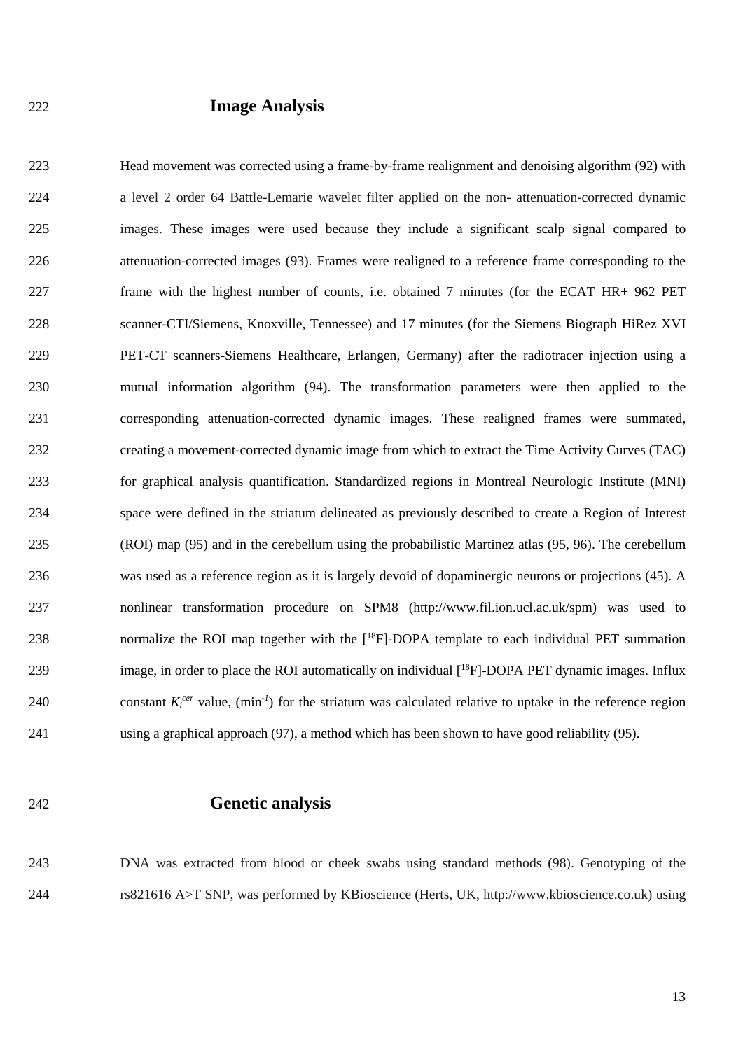## Image Analysis

Head movement was corrected using a frame-by-frame realignment and denoising algorithm (92) with a level 2 order 64 Battle-Lemarie wavelet filter applied on the non- attenuation-corrected dynamic images. These images were used because they include a significant scalp signal compared to attenuation-corrected images (93). Frames were realigned to a reference frame corresponding to the frame with the highest number of counts, i.e. obtained 7 minutes (for the ECAT HR+ 962 PET scanner-CTI/Siemens, Knoxville, Tennessee) and 17 minutes (for the Siemens Biograph HiRez XVI PET-CT scanners-Siemens Healthcare, Erlangen, Germany) after the radiotracer injection using a mutual information algorithm (94). The transformation parameters were then applied to the corresponding attenuation-corrected dynamic images. These realigned frames were summated, creating a movement-corrected dynamic image from which to extract the Time Activity Curves (TAC) for graphical analysis quantification. Standardized regions in Montreal Neurologic Institute (MNI) space were defined in the striatum delineated as previously described to create a Region of Interest (ROI) map (95) and in the cerebellum using the probabilistic Martinez atlas (95, 96). The cerebellum was used as a reference region as it is largely devoid of dopaminergic neurons or projections (45). A nonlinear transformation procedure on SPM8 (http://www.fil.ion.ucl.ac.uk/spm) was used to normalize the ROI map together with the [$^{18}$F]-DOPA template to each individual PET summation image, in order to place the ROI automatically on individual [$^{18}$F]-DOPA PET dynamic images. Influx constant $K_i^{cer}$ value, ($min^{-1}$) for the striatum was calculated relative to uptake in the reference region using a graphical approach (97), a method which has been shown to have good reliability (95).

## Genetic analysis

DNA was extracted from blood or cheek swabs using standard methods (98). Genotyping of the rs821616 A>T SNP, was performed by KBioscience (Herts, UK, http://www.kbioscience.co.uk) using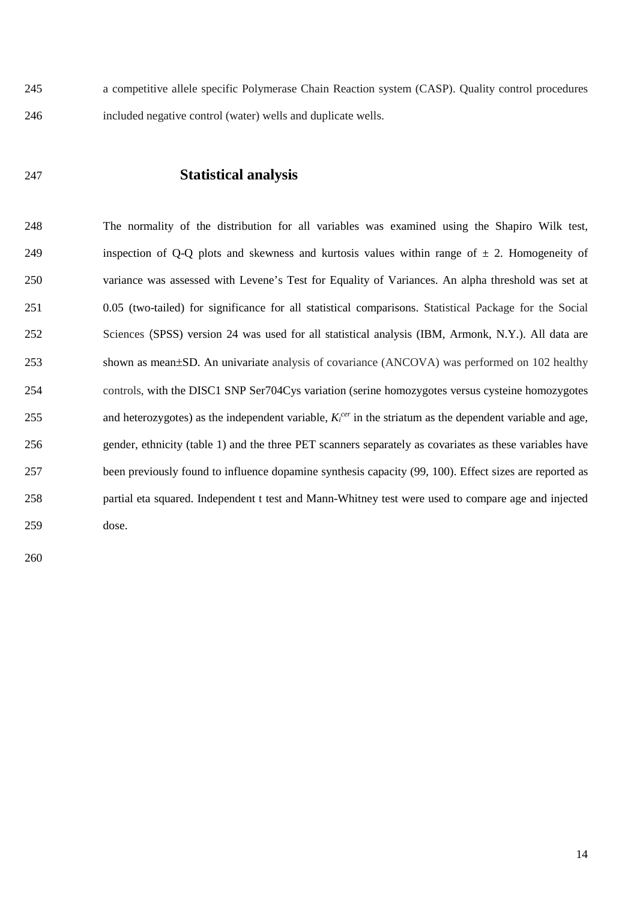a competitive allele specific Polymerase Chain Reaction system (CASP). Quality control procedures included negative control (water) wells and duplicate wells.

## Statistical analysis

The normality of the distribution for all variables was examined using the Shapiro Wilk test, inspection of Q-Q plots and skewness and kurtosis values within range of ± 2. Homogeneity of variance was assessed with Levene's Test for Equality of Variances. An alpha threshold was set at 0.05 (two-tailed) for significance for all statistical comparisons. Statistical Package for the Social Sciences (SPSS) version 24 was used for all statistical analysis (IBM, Armonk, N.Y.). All data are shown as mean±SD. An univariate analysis of covariance (ANCOVA) was performed on 102 healthy controls, with the DISC1 SNP Ser704Cys variation (serine homozygotes versus cysteine homozygotes and heterozygotes) as the independent variable, $K_i^{cer}$ in the striatum as the dependent variable and age, gender, ethnicity (table 1) and the three PET scanners separately as covariates as these variables have been previously found to influence dopamine synthesis capacity (99, 100). Effect sizes are reported as partial eta squared. Independent t test and Mann-Whitney test were used to compare age and injected dose.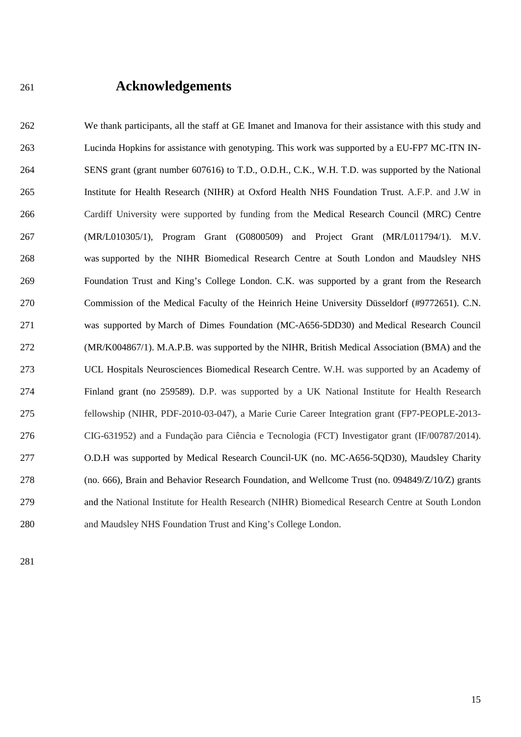# Acknowledgements

We thank participants, all the staff at GE Imanet and Imanova for their assistance with this study and Lucinda Hopkins for assistance with genotyping. This work was supported by a EU-FP7 MC-ITN IN-SENS grant (grant number 607616) to T.D., O.D.H., C.K., W.H. T.D. was supported by the National Institute for Health Research (NIHR) at Oxford Health NHS Foundation Trust. A.F.P. and J.W in Cardiff University were supported by funding from the Medical Research Council (MRC) Centre (MR/L010305/1), Program Grant (G0800509) and Project Grant (MR/L011794/1). M.V. was supported by the NIHR Biomedical Research Centre at South London and Maudsley NHS Foundation Trust and King's College London. C.K. was supported by a grant from the Research Commission of the Medical Faculty of the Heinrich Heine University Düsseldorf (#9772651). C.N. was supported by March of Dimes Foundation (MC-A656-5DD30) and Medical Research Council (MR/K004867/1). M.A.P.B. was supported by the NIHR, British Medical Association (BMA) and the UCL Hospitals Neurosciences Biomedical Research Centre. W.H. was supported by an Academy of Finland grant (no 259589). D.P. was supported by a UK National Institute for Health Research fellowship (NIHR, PDF-2010-03-047), a Marie Curie Career Integration grant (FP7-PEOPLE-2013-CIG-631952) and a Fundação para Ciência e Tecnologia (FCT) Investigator grant (IF/00787/2014). O.D.H was supported by Medical Research Council-UK (no. MC-A656-5QD30), Maudsley Charity (no. 666), Brain and Behavior Research Foundation, and Wellcome Trust (no. 094849/Z/10/Z) grants and the National Institute for Health Research (NIHR) Biomedical Research Centre at South London and Maudsley NHS Foundation Trust and King's College London.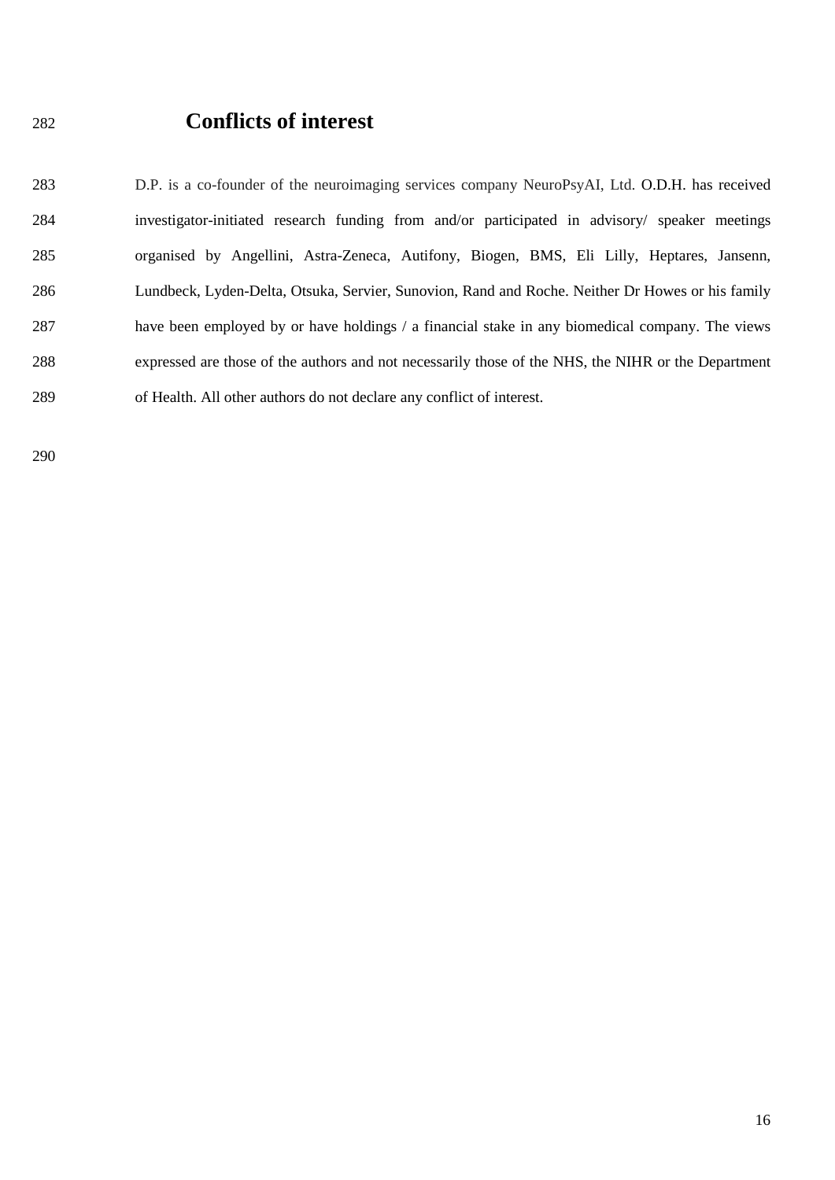# Conflicts of interest

D.P. is a co-founder of the neuroimaging services company NeuroPsyAI, Ltd. O.D.H. has received investigator-initiated research funding from and/or participated in advisory/ speaker meetings organised by Angellini, Astra-Zeneca, Autifony, Biogen, BMS, Eli Lilly, Heptares, Jansenn, Lundbeck, Lyden-Delta, Otsuka, Servier, Sunovion, Rand and Roche. Neither Dr Howes or his family have been employed by or have holdings / a financial stake in any biomedical company. The views expressed are those of the authors and not necessarily those of the NHS, the NIHR or the Department of Health. All other authors do not declare any conflict of interest.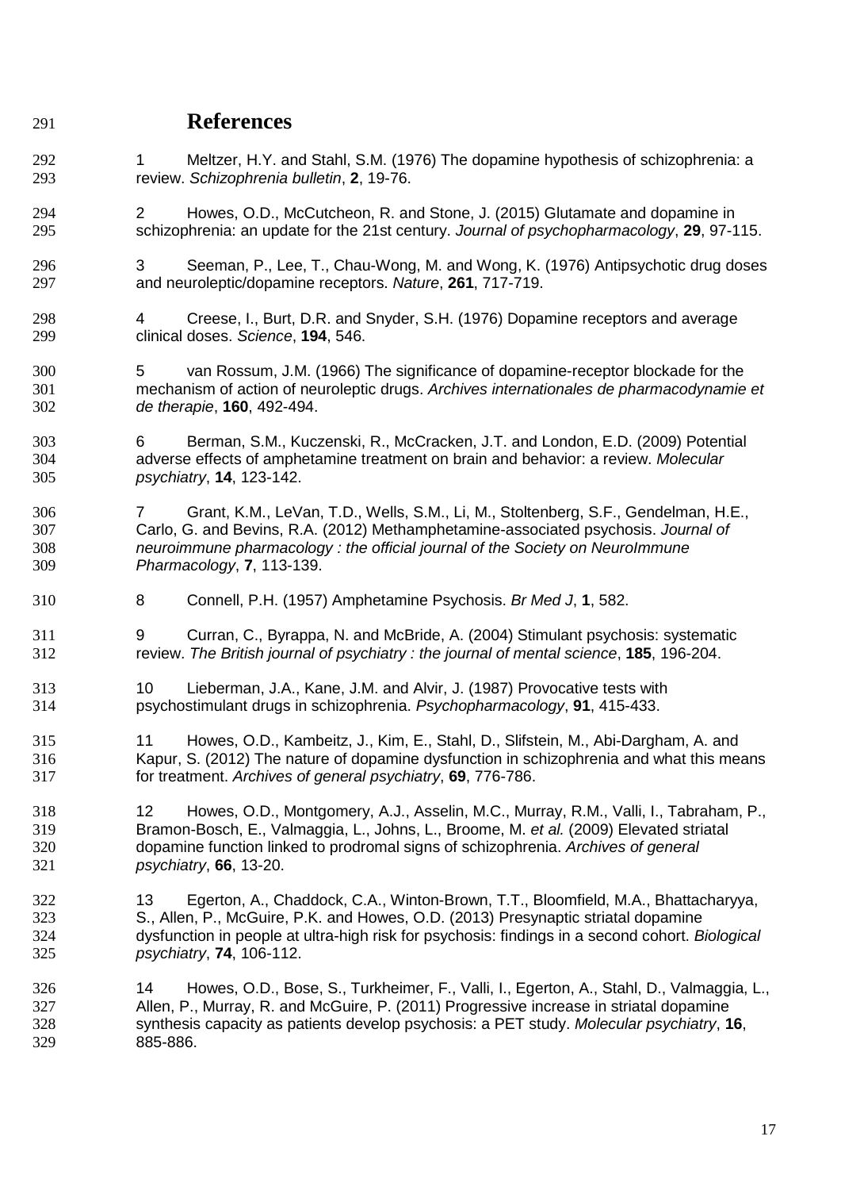# References

1. Meltzer, H.Y. and Stahl, S.M. (1976) The dopamine hypothesis of schizophrenia: a review. *Schizophrenia bulletin*, **2**, 19-76.

2. Howes, O.D., McCutcheon, R. and Stone, J. (2015) Glutamate and dopamine in schizophrenia: an update for the 21st century. *Journal of psychopharmacology*, **29**, 97-115.

3. Seeman, P., Lee, T., Chau-Wong, M. and Wong, K. (1976) Antipsychotic drug doses and neuroleptic/dopamine receptors. *Nature*, **261**, 717-719.

4. Creese, I., Burt, D.R. and Snyder, S.H. (1976) Dopamine receptors and average clinical doses. *Science*, **194**, 546.

5. van Rossum, J.M. (1966) The significance of dopamine-receptor blockade for the mechanism of action of neuroleptic drugs. *Archives internationales de pharmacodynamie et de therapie*, **160**, 492-494.

6. Berman, S.M., Kuczenski, R., McCracken, J.T. and London, E.D. (2009) Potential adverse effects of amphetamine treatment on brain and behavior: a review. *Molecular psychiatry*, **14**, 123-142.

7. Grant, K.M., LeVan, T.D., Wells, S.M., Li, M., Stoltenberg, S.F., Gendelman, H.E., Carlo, G. and Bevins, R.A. (2012) Methamphetamine-associated psychosis. *Journal of neuroimmune pharmacology : the official journal of the Society on NeuroImmune Pharmacology*, **7**, 113-139.

8. Connell, P.H. (1957) Amphetamine Psychosis. *Br Med J*, **1**, 582.

9. Curran, C., Byrappa, N. and McBride, A. (2004) Stimulant psychosis: systematic review. *The British journal of psychiatry : the journal of mental science*, **185**, 196-204.

10. Lieberman, J.A., Kane, J.M. and Alvir, J. (1987) Provocative tests with psychostimulant drugs in schizophrenia. *Psychopharmacology*, **91**, 415-433.

11. Howes, O.D., Kambeitz, J., Kim, E., Stahl, D., Slifstein, M., Abi-Dargham, A. and Kapur, S. (2012) The nature of dopamine dysfunction in schizophrenia and what this means for treatment. *Archives of general psychiatry*, **69**, 776-786.

12. Howes, O.D., Montgomery, A.J., Asselin, M.C., Murray, R.M., Valli, I., Tabraham, P., Bramon-Bosch, E., Valmaggia, L., Johns, L., Broome, M. *et al.* (2009) Elevated striatal dopamine function linked to prodromal signs of schizophrenia. *Archives of general psychiatry*, **66**, 13-20.

13. Egerton, A., Chaddock, C.A., Winton-Brown, T.T., Bloomfield, M.A., Bhattacharyya, S., Allen, P., McGuire, P.K. and Howes, O.D. (2013) Presynaptic striatal dopamine dysfunction in people at ultra-high risk for psychosis: findings in a second cohort. *Biological psychiatry*, **74**, 106-112.

14. Howes, O.D., Bose, S., Turkheimer, F., Valli, I., Egerton, A., Stahl, D., Valmaggia, L., Allen, P., Murray, R. and McGuire, P. (2011) Progressive increase in striatal dopamine synthesis capacity as patients develop psychosis: a PET study. *Molecular psychiatry*, **16**, 885-886.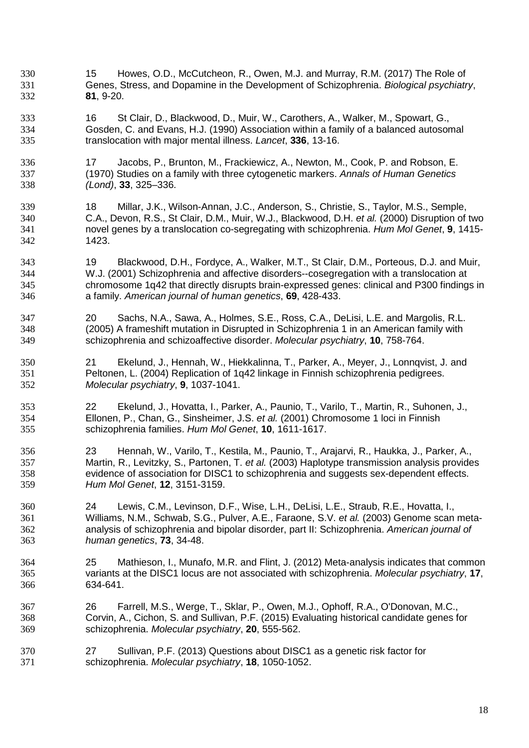15 Howes, O.D., McCutcheon, R., Owen, M.J. and Murray, R.M. (2017) The Role of Genes, Stress, and Dopamine in the Development of Schizophrenia. *Biological psychiatry*, **81**, 9-20.

16 St Clair, D., Blackwood, D., Muir, W., Carothers, A., Walker, M., Spowart, G., Gosden, C. and Evans, H.J. (1990) Association within a family of a balanced autosomal translocation with major mental illness. *Lancet*, **336**, 13-16.

17 Jacobs, P., Brunton, M., Frackiewicz, A., Newton, M., Cook, P. and Robson, E. (1970) Studies on a family with three cytogenetic markers. *Annals of Human Genetics (Lond)*, **33**, 325–336.

18 Millar, J.K., Wilson-Annan, J.C., Anderson, S., Christie, S., Taylor, M.S., Semple, C.A., Devon, R.S., St Clair, D.M., Muir, W.J., Blackwood, D.H. *et al.* (2000) Disruption of two novel genes by a translocation co-segregating with schizophrenia. *Hum Mol Genet*, **9**, 1415-1423.

19 Blackwood, D.H., Fordyce, A., Walker, M.T., St Clair, D.M., Porteous, D.J. and Muir, W.J. (2001) Schizophrenia and affective disorders--cosegregation with a translocation at chromosome 1q42 that directly disrupts brain-expressed genes: clinical and P300 findings in a family. *American journal of human genetics*, **69**, 428-433.

20 Sachs, N.A., Sawa, A., Holmes, S.E., Ross, C.A., DeLisi, L.E. and Margolis, R.L. (2005) A frameshift mutation in Disrupted in Schizophrenia 1 in an American family with schizophrenia and schizoaffective disorder. *Molecular psychiatry*, **10**, 758-764.

21 Ekelund, J., Hennah, W., Hiekkalinna, T., Parker, A., Meyer, J., Lonnqvist, J. and Peltonen, L. (2004) Replication of 1q42 linkage in Finnish schizophrenia pedigrees. *Molecular psychiatry*, **9**, 1037-1041.

22 Ekelund, J., Hovatta, I., Parker, A., Paunio, T., Varilo, T., Martin, R., Suhonen, J., Ellonen, P., Chan, G., Sinsheimer, J.S. *et al.* (2001) Chromosome 1 loci in Finnish schizophrenia families. *Hum Mol Genet*, **10**, 1611-1617.

23 Hennah, W., Varilo, T., Kestila, M., Paunio, T., Arajarvi, R., Haukka, J., Parker, A., Martin, R., Levitzky, S., Partonen, T. *et al.* (2003) Haplotype transmission analysis provides evidence of association for DISC1 to schizophrenia and suggests sex-dependent effects. *Hum Mol Genet*, **12**, 3151-3159.

24 Lewis, C.M., Levinson, D.F., Wise, L.H., DeLisi, L.E., Straub, R.E., Hovatta, I., Williams, N.M., Schwab, S.G., Pulver, A.E., Faraone, S.V. *et al.* (2003) Genome scan meta-analysis of schizophrenia and bipolar disorder, part II: Schizophrenia. *American journal of human genetics*, **73**, 34-48.

25 Mathieson, I., Munafo, M.R. and Flint, J. (2012) Meta-analysis indicates that common variants at the DISC1 locus are not associated with schizophrenia. *Molecular psychiatry*, **17**, 634-641.

26 Farrell, M.S., Werge, T., Sklar, P., Owen, M.J., Ophoff, R.A., O'Donovan, M.C., Corvin, A., Cichon, S. and Sullivan, P.F. (2015) Evaluating historical candidate genes for schizophrenia. *Molecular psychiatry*, **20**, 555-562.

27 Sullivan, P.F. (2013) Questions about DISC1 as a genetic risk factor for schizophrenia. *Molecular psychiatry*, **18**, 1050-1052.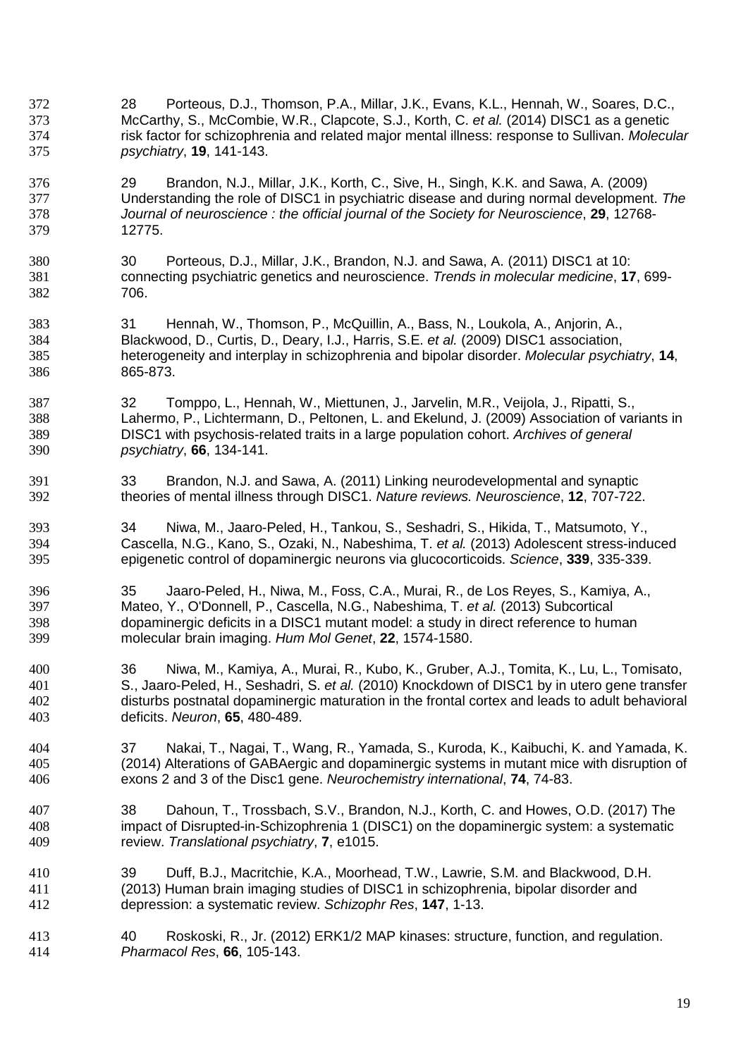28 Porteous, D.J., Thomson, P.A., Millar, J.K., Evans, K.L., Hennah, W., Soares, D.C., McCarthy, S., McCombie, W.R., Clapcote, S.J., Korth, C. *et al.* (2014) DISC1 as a genetic risk factor for schizophrenia and related major mental illness: response to Sullivan. *Molecular psychiatry*, **19**, 141-143.

29 Brandon, N.J., Millar, J.K., Korth, C., Sive, H., Singh, K.K. and Sawa, A. (2009) Understanding the role of DISC1 in psychiatric disease and during normal development. *The Journal of neuroscience : the official journal of the Society for Neuroscience*, **29**, 12768-12775.

30 Porteous, D.J., Millar, J.K., Brandon, N.J. and Sawa, A. (2011) DISC1 at 10: connecting psychiatric genetics and neuroscience. *Trends in molecular medicine*, **17**, 699-706.

31 Hennah, W., Thomson, P., McQuillin, A., Bass, N., Loukola, A., Anjorin, A., Blackwood, D., Curtis, D., Deary, I.J., Harris, S.E. *et al.* (2009) DISC1 association, heterogeneity and interplay in schizophrenia and bipolar disorder. *Molecular psychiatry*, **14**, 865-873.

32 Tomppo, L., Hennah, W., Miettunen, J., Jarvelin, M.R., Veijola, J., Ripatti, S., Lahermo, P., Lichtermann, D., Peltonen, L. and Ekelund, J. (2009) Association of variants in DISC1 with psychosis-related traits in a large population cohort. *Archives of general psychiatry*, **66**, 134-141.

33 Brandon, N.J. and Sawa, A. (2011) Linking neurodevelopmental and synaptic theories of mental illness through DISC1. *Nature reviews. Neuroscience*, **12**, 707-722.

34 Niwa, M., Jaaro-Peled, H., Tankou, S., Seshadri, S., Hikida, T., Matsumoto, Y., Cascella, N.G., Kano, S., Ozaki, N., Nabeshima, T. *et al.* (2013) Adolescent stress-induced epigenetic control of dopaminergic neurons via glucocorticoids. *Science*, **339**, 335-339.

35 Jaaro-Peled, H., Niwa, M., Foss, C.A., Murai, R., de Los Reyes, S., Kamiya, A., Mateo, Y., O'Donnell, P., Cascella, N.G., Nabeshima, T. *et al.* (2013) Subcortical dopaminergic deficits in a DISC1 mutant model: a study in direct reference to human molecular brain imaging. *Hum Mol Genet*, **22**, 1574-1580.

36 Niwa, M., Kamiya, A., Murai, R., Kubo, K., Gruber, A.J., Tomita, K., Lu, L., Tomisato, S., Jaaro-Peled, H., Seshadri, S. *et al.* (2010) Knockdown of DISC1 by in utero gene transfer disturbs postnatal dopaminergic maturation in the frontal cortex and leads to adult behavioral deficits. *Neuron*, **65**, 480-489.

37 Nakai, T., Nagai, T., Wang, R., Yamada, S., Kuroda, K., Kaibuchi, K. and Yamada, K. (2014) Alterations of GABAergic and dopaminergic systems in mutant mice with disruption of exons 2 and 3 of the Disc1 gene. *Neurochemistry international*, **74**, 74-83.

38 Dahoun, T., Trossbach, S.V., Brandon, N.J., Korth, C. and Howes, O.D. (2017) The impact of Disrupted-in-Schizophrenia 1 (DISC1) on the dopaminergic system: a systematic review. *Translational psychiatry*, **7**, e1015.

39 Duff, B.J., Macritchie, K.A., Moorhead, T.W., Lawrie, S.M. and Blackwood, D.H. (2013) Human brain imaging studies of DISC1 in schizophrenia, bipolar disorder and depression: a systematic review. *Schizophr Res*, **147**, 1-13.

40 Roskoski, R., Jr. (2012) ERK1/2 MAP kinases: structure, function, and regulation. *Pharmacol Res*, **66**, 105-143.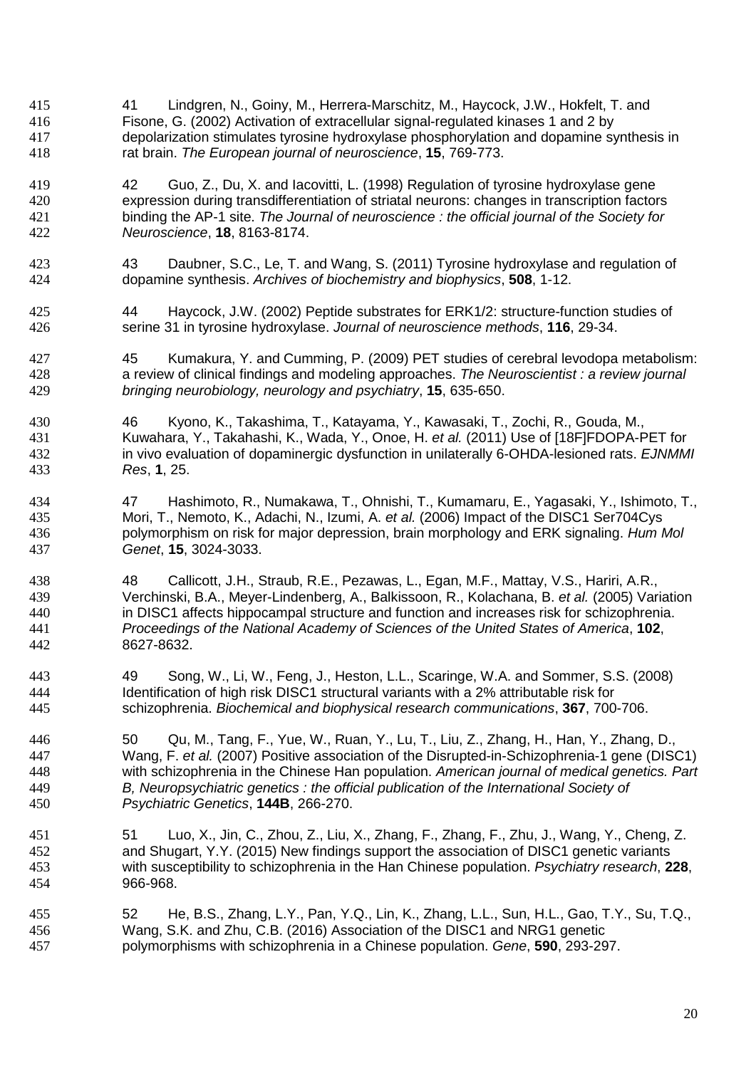41 Lindgren, N., Goiny, M., Herrera-Marschitz, M., Haycock, J.W., Hokfelt, T. and Fisone, G. (2002) Activation of extracellular signal-regulated kinases 1 and 2 by depolarization stimulates tyrosine hydroxylase phosphorylation and dopamine synthesis in rat brain. *The European journal of neuroscience*, **15**, 769-773.

42 Guo, Z., Du, X. and Iacovitti, L. (1998) Regulation of tyrosine hydroxylase gene expression during transdifferentiation of striatal neurons: changes in transcription factors binding the AP-1 site. *The Journal of neuroscience : the official journal of the Society for Neuroscience*, **18**, 8163-8174.

43 Daubner, S.C., Le, T. and Wang, S. (2011) Tyrosine hydroxylase and regulation of dopamine synthesis. *Archives of biochemistry and biophysics*, **508**, 1-12.

44 Haycock, J.W. (2002) Peptide substrates for ERK1/2: structure-function studies of serine 31 in tyrosine hydroxylase. *Journal of neuroscience methods*, **116**, 29-34.

45 Kumakura, Y. and Cumming, P. (2009) PET studies of cerebral levodopa metabolism: a review of clinical findings and modeling approaches. *The Neuroscientist : a review journal bringing neurobiology, neurology and psychiatry*, **15**, 635-650.

46 Kyono, K., Takashima, T., Katayama, Y., Kawasaki, T., Zochi, R., Gouda, M., Kuwahara, Y., Takahashi, K., Wada, Y., Onoe, H. *et al.* (2011) Use of [18F]FDOPA-PET for in vivo evaluation of dopaminergic dysfunction in unilaterally 6-OHDA-lesioned rats. *EJNMMI Res*, **1**, 25.

47 Hashimoto, R., Numakawa, T., Ohnishi, T., Kumamaru, E., Yagasaki, Y., Ishimoto, T., Mori, T., Nemoto, K., Adachi, N., Izumi, A. *et al.* (2006) Impact of the DISC1 Ser704Cys polymorphism on risk for major depression, brain morphology and ERK signaling. *Hum Mol Genet*, **15**, 3024-3033.

48 Callicott, J.H., Straub, R.E., Pezawas, L., Egan, M.F., Mattay, V.S., Hariri, A.R., Verchinski, B.A., Meyer-Lindenberg, A., Balkissoon, R., Kolachana, B. *et al.* (2005) Variation in DISC1 affects hippocampal structure and function and increases risk for schizophrenia. *Proceedings of the National Academy of Sciences of the United States of America*, **102**, 8627-8632.

49 Song, W., Li, W., Feng, J., Heston, L.L., Scaringe, W.A. and Sommer, S.S. (2008) Identification of high risk DISC1 structural variants with a 2% attributable risk for schizophrenia. *Biochemical and biophysical research communications*, **367**, 700-706.

50 Qu, M., Tang, F., Yue, W., Ruan, Y., Lu, T., Liu, Z., Zhang, H., Han, Y., Zhang, D., Wang, F. *et al.* (2007) Positive association of the Disrupted-in-Schizophrenia-1 gene (DISC1) with schizophrenia in the Chinese Han population. *American journal of medical genetics. Part B, Neuropsychiatric genetics : the official publication of the International Society of Psychiatric Genetics*, **144B**, 266-270.

51 Luo, X., Jin, C., Zhou, Z., Liu, X., Zhang, F., Zhang, F., Zhu, J., Wang, Y., Cheng, Z. and Shugart, Y.Y. (2015) New findings support the association of DISC1 genetic variants with susceptibility to schizophrenia in the Han Chinese population. *Psychiatry research*, **228**, 966-968.

52 He, B.S., Zhang, L.Y., Pan, Y.Q., Lin, K., Zhang, L.L., Sun, H.L., Gao, T.Y., Su, T.Q., Wang, S.K. and Zhu, C.B. (2016) Association of the DISC1 and NRG1 genetic polymorphisms with schizophrenia in a Chinese population. *Gene*, **590**, 293-297.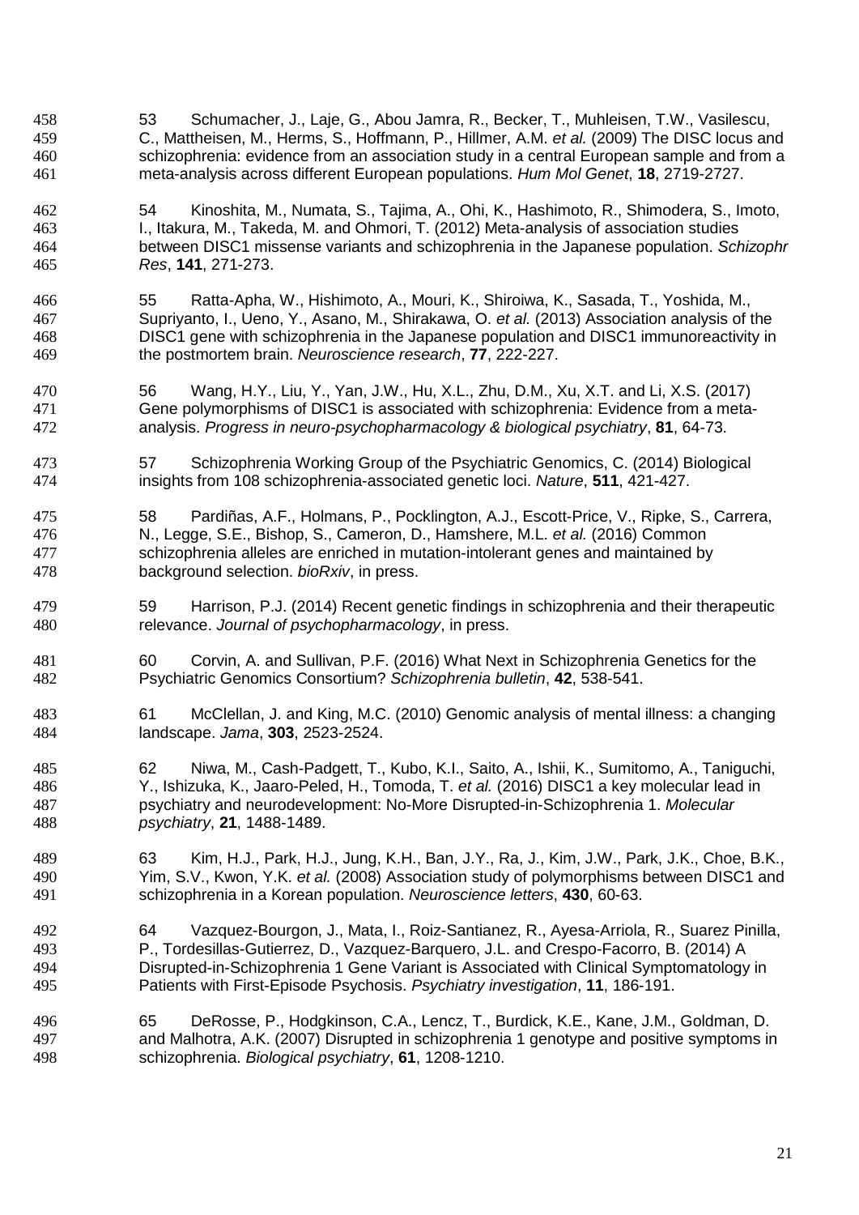53 Schumacher, J., Laje, G., Abou Jamra, R., Becker, T., Muhleisen, T.W., Vasilescu, C., Mattheisen, M., Herms, S., Hoffmann, P., Hillmer, A.M. *et al.* (2009) The DISC locus and schizophrenia: evidence from an association study in a central European sample and from a meta-analysis across different European populations. *Hum Mol Genet*, **18**, 2719-2727.

54 Kinoshita, M., Numata, S., Tajima, A., Ohi, K., Hashimoto, R., Shimodera, S., Imoto, I., Itakura, M., Takeda, M. and Ohmori, T. (2012) Meta-analysis of association studies between DISC1 missense variants and schizophrenia in the Japanese population. *Schizophr Res*, **141**, 271-273.

55 Ratta-Apha, W., Hishimoto, A., Mouri, K., Shiroiwa, K., Sasada, T., Yoshida, M., Supriyanto, I., Ueno, Y., Asano, M., Shirakawa, O. *et al.* (2013) Association analysis of the DISC1 gene with schizophrenia in the Japanese population and DISC1 immunoreactivity in the postmortem brain. *Neuroscience research*, **77**, 222-227.

56 Wang, H.Y., Liu, Y., Yan, J.W., Hu, X.L., Zhu, D.M., Xu, X.T. and Li, X.S. (2017) Gene polymorphisms of DISC1 is associated with schizophrenia: Evidence from a meta-analysis. *Progress in neuro-psychopharmacology & biological psychiatry*, **81**, 64-73.

57 Schizophrenia Working Group of the Psychiatric Genomics, C. (2014) Biological insights from 108 schizophrenia-associated genetic loci. *Nature*, **511**, 421-427.

58 Pardiñas, A.F., Holmans, P., Pocklington, A.J., Escott-Price, V., Ripke, S., Carrera, N., Legge, S.E., Bishop, S., Cameron, D., Hamshere, M.L. *et al.* (2016) Common schizophrenia alleles are enriched in mutation-intolerant genes and maintained by background selection. *bioRxiv*, in press.

59 Harrison, P.J. (2014) Recent genetic findings in schizophrenia and their therapeutic relevance. *Journal of psychopharmacology*, in press.

60 Corvin, A. and Sullivan, P.F. (2016) What Next in Schizophrenia Genetics for the Psychiatric Genomics Consortium? *Schizophrenia bulletin*, **42**, 538-541.

61 McClellan, J. and King, M.C. (2010) Genomic analysis of mental illness: a changing landscape. *Jama*, **303**, 2523-2524.

62 Niwa, M., Cash-Padgett, T., Kubo, K.I., Saito, A., Ishii, K., Sumitomo, A., Taniguchi, Y., Ishizuka, K., Jaaro-Peled, H., Tomoda, T. *et al.* (2016) DISC1 a key molecular lead in psychiatry and neurodevelopment: No-More Disrupted-in-Schizophrenia 1. *Molecular psychiatry*, **21**, 1488-1489.

63 Kim, H.J., Park, H.J., Jung, K.H., Ban, J.Y., Ra, J., Kim, J.W., Park, J.K., Choe, B.K., Yim, S.V., Kwon, Y.K. *et al.* (2008) Association study of polymorphisms between DISC1 and schizophrenia in a Korean population. *Neuroscience letters*, **430**, 60-63.

64 Vazquez-Bourgon, J., Mata, I., Roiz-Santianez, R., Ayesa-Arriola, R., Suarez Pinilla, P., Tordesillas-Gutierrez, D., Vazquez-Barquero, J.L. and Crespo-Facorro, B. (2014) A Disrupted-in-Schizophrenia 1 Gene Variant is Associated with Clinical Symptomatology in Patients with First-Episode Psychosis. *Psychiatry investigation*, **11**, 186-191.

65 DeRosse, P., Hodgkinson, C.A., Lencz, T., Burdick, K.E., Kane, J.M., Goldman, D. and Malhotra, A.K. (2007) Disrupted in schizophrenia 1 genotype and positive symptoms in schizophrenia. *Biological psychiatry*, **61**, 1208-1210.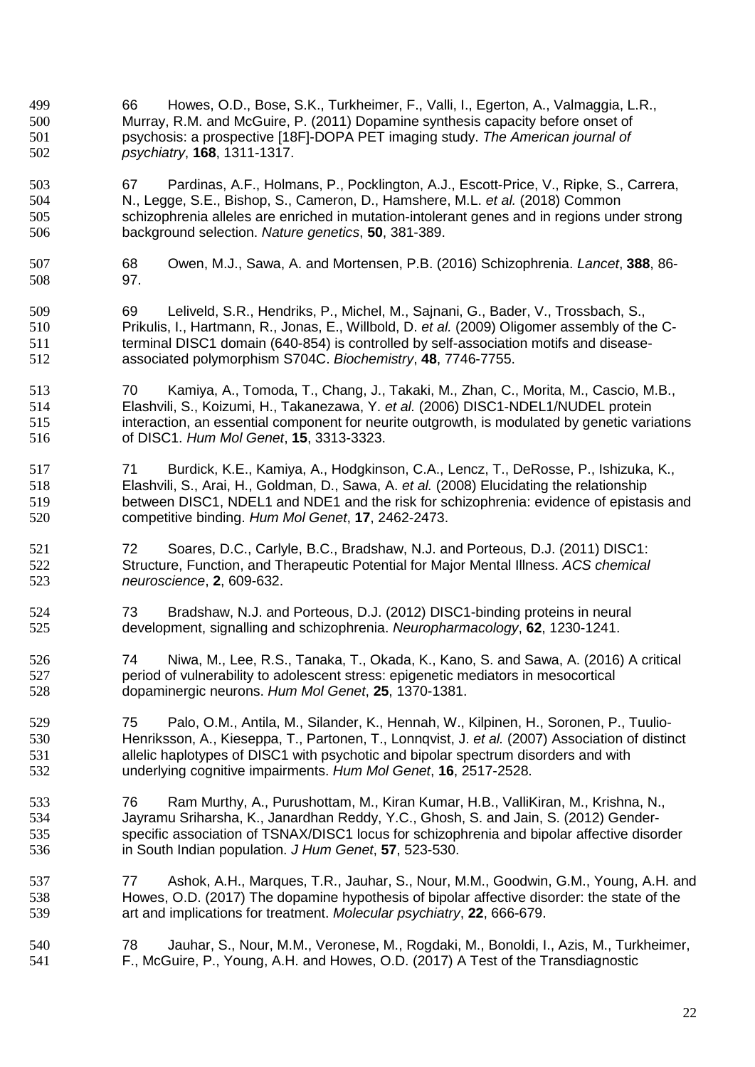66 Howes, O.D., Bose, S.K., Turkheimer, F., Valli, I., Egerton, A., Valmaggia, L.R., Murray, R.M. and McGuire, P. (2011) Dopamine synthesis capacity before onset of psychosis: a prospective [18F]-DOPA PET imaging study. *The American journal of psychiatry*, **168**, 1311-1317.

67 Pardinas, A.F., Holmans, P., Pocklington, A.J., Escott-Price, V., Ripke, S., Carrera, N., Legge, S.E., Bishop, S., Cameron, D., Hamshere, M.L. *et al.* (2018) Common schizophrenia alleles are enriched in mutation-intolerant genes and in regions under strong background selection. *Nature genetics*, **50**, 381-389.

68 Owen, M.J., Sawa, A. and Mortensen, P.B. (2016) Schizophrenia. *Lancet*, **388**, 86-97.

69 Leliveld, S.R., Hendriks, P., Michel, M., Sajnani, G., Bader, V., Trossbach, S., Prikulis, I., Hartmann, R., Jonas, E., Willbold, D. *et al.* (2009) Oligomer assembly of the C-terminal DISC1 domain (640-854) is controlled by self-association motifs and disease-associated polymorphism S704C. *Biochemistry*, **48**, 7746-7755.

70 Kamiya, A., Tomoda, T., Chang, J., Takaki, M., Zhan, C., Morita, M., Cascio, M.B., Elashvili, S., Koizumi, H., Takanezawa, Y. *et al.* (2006) DISC1-NDEL1/NUDEL protein interaction, an essential component for neurite outgrowth, is modulated by genetic variations of DISC1. *Hum Mol Genet*, **15**, 3313-3323.

71 Burdick, K.E., Kamiya, A., Hodgkinson, C.A., Lencz, T., DeRosse, P., Ishizuka, K., Elashvili, S., Arai, H., Goldman, D., Sawa, A. *et al.* (2008) Elucidating the relationship between DISC1, NDEL1 and NDE1 and the risk for schizophrenia: evidence of epistasis and competitive binding. *Hum Mol Genet*, **17**, 2462-2473.

72 Soares, D.C., Carlyle, B.C., Bradshaw, N.J. and Porteous, D.J. (2011) DISC1: Structure, Function, and Therapeutic Potential for Major Mental Illness. *ACS chemical neuroscience*, **2**, 609-632.

73 Bradshaw, N.J. and Porteous, D.J. (2012) DISC1-binding proteins in neural development, signalling and schizophrenia. *Neuropharmacology*, **62**, 1230-1241.

74 Niwa, M., Lee, R.S., Tanaka, T., Okada, K., Kano, S. and Sawa, A. (2016) A critical period of vulnerability to adolescent stress: epigenetic mediators in mesocortical dopaminergic neurons. *Hum Mol Genet*, **25**, 1370-1381.

75 Palo, O.M., Antila, M., Silander, K., Hennah, W., Kilpinen, H., Soronen, P., Tuulio-Henriksson, A., Kieseppa, T., Partonen, T., Lonnqvist, J. *et al.* (2007) Association of distinct allelic haplotypes of DISC1 with psychotic and bipolar spectrum disorders and with underlying cognitive impairments. *Hum Mol Genet*, **16**, 2517-2528.

76 Ram Murthy, A., Purushottam, M., Kiran Kumar, H.B., ValliKiran, M., Krishna, N., Jayramu Sriharsha, K., Janardhan Reddy, Y.C., Ghosh, S. and Jain, S. (2012) Gender-specific association of TSNAX/DISC1 locus for schizophrenia and bipolar affective disorder in South Indian population. *J Hum Genet*, **57**, 523-530.

77 Ashok, A.H., Marques, T.R., Jauhar, S., Nour, M.M., Goodwin, G.M., Young, A.H. and Howes, O.D. (2017) The dopamine hypothesis of bipolar affective disorder: the state of the art and implications for treatment. *Molecular psychiatry*, **22**, 666-679.

78 Jauhar, S., Nour, M.M., Veronese, M., Rogdaki, M., Bonoldi, I., Azis, M., Turkheimer, F., McGuire, P., Young, A.H. and Howes, O.D. (2017) A Test of the Transdiagnostic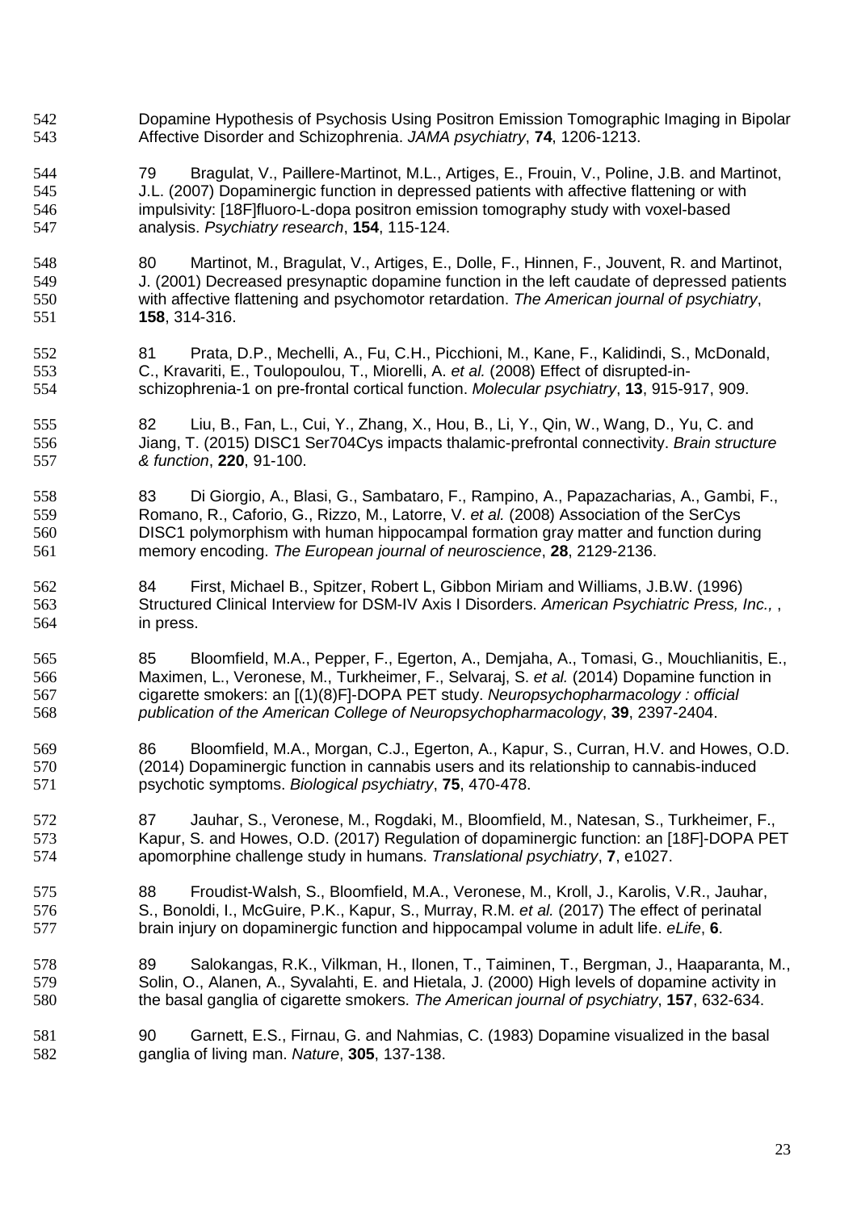Dopamine Hypothesis of Psychosis Using Positron Emission Tomographic Imaging in Bipolar Affective Disorder and Schizophrenia. *JAMA psychiatry*, **74**, 1206-1213.

79 Bragulat, V., Paillere-Martinot, M.L., Artiges, E., Frouin, V., Poline, J.B. and Martinot, J.L. (2007) Dopaminergic function in depressed patients with affective flattening or with impulsivity: [18F]fluoro-L-dopa positron emission tomography study with voxel-based analysis. *Psychiatry research*, **154**, 115-124.

80 Martinot, M., Bragulat, V., Artiges, E., Dolle, F., Hinnen, F., Jouvent, R. and Martinot, J. (2001) Decreased presynaptic dopamine function in the left caudate of depressed patients with affective flattening and psychomotor retardation. *The American journal of psychiatry*, **158**, 314-316.

81 Prata, D.P., Mechelli, A., Fu, C.H., Picchioni, M., Kane, F., Kalidindi, S., McDonald, C., Kravariti, E., Toulopoulou, T., Miorelli, A. *et al.* (2008) Effect of disrupted-in-schizophrenia-1 on pre-frontal cortical function. *Molecular psychiatry*, **13**, 915-917, 909.

82 Liu, B., Fan, L., Cui, Y., Zhang, X., Hou, B., Li, Y., Qin, W., Wang, D., Yu, C. and Jiang, T. (2015) DISC1 Ser704Cys impacts thalamic-prefrontal connectivity. *Brain structure & function*, **220**, 91-100.

83 Di Giorgio, A., Blasi, G., Sambataro, F., Rampino, A., Papazacharias, A., Gambi, F., Romano, R., Caforio, G., Rizzo, M., Latorre, V. *et al.* (2008) Association of the SerCys DISC1 polymorphism with human hippocampal formation gray matter and function during memory encoding. *The European journal of neuroscience*, **28**, 2129-2136.

84 First, Michael B., Spitzer, Robert L, Gibbon Miriam and Williams, J.B.W. (1996) Structured Clinical Interview for DSM-IV Axis I Disorders. *American Psychiatric Press, Inc.*, , in press.

85 Bloomfield, M.A., Pepper, F., Egerton, A., Demjaha, A., Tomasi, G., Mouchlianitis, E., Maximen, L., Veronese, M., Turkheimer, F., Selvaraj, S. *et al.* (2014) Dopamine function in cigarette smokers: an [(1)(8)F]-DOPA PET study. *Neuropsychopharmacology : official publication of the American College of Neuropsychopharmacology*, **39**, 2397-2404.

86 Bloomfield, M.A., Morgan, C.J., Egerton, A., Kapur, S., Curran, H.V. and Howes, O.D. (2014) Dopaminergic function in cannabis users and its relationship to cannabis-induced psychotic symptoms. *Biological psychiatry*, **75**, 470-478.

87 Jauhar, S., Veronese, M., Rogdaki, M., Bloomfield, M., Natesan, S., Turkheimer, F., Kapur, S. and Howes, O.D. (2017) Regulation of dopaminergic function: an [18F]-DOPA PET apomorphine challenge study in humans. *Translational psychiatry*, **7**, e1027.

88 Froudist-Walsh, S., Bloomfield, M.A., Veronese, M., Kroll, J., Karolis, V.R., Jauhar, S., Bonoldi, I., McGuire, P.K., Kapur, S., Murray, R.M. *et al.* (2017) The effect of perinatal brain injury on dopaminergic function and hippocampal volume in adult life. *eLife*, **6**.

89 Salokangas, R.K., Vilkman, H., Ilonen, T., Taiminen, T., Bergman, J., Haaparanta, M., Solin, O., Alanen, A., Syvalahti, E. and Hietala, J. (2000) High levels of dopamine activity in the basal ganglia of cigarette smokers. *The American journal of psychiatry*, **157**, 632-634.

90 Garnett, E.S., Firnau, G. and Nahmias, C. (1983) Dopamine visualized in the basal ganglia of living man. *Nature*, **305**, 137-138.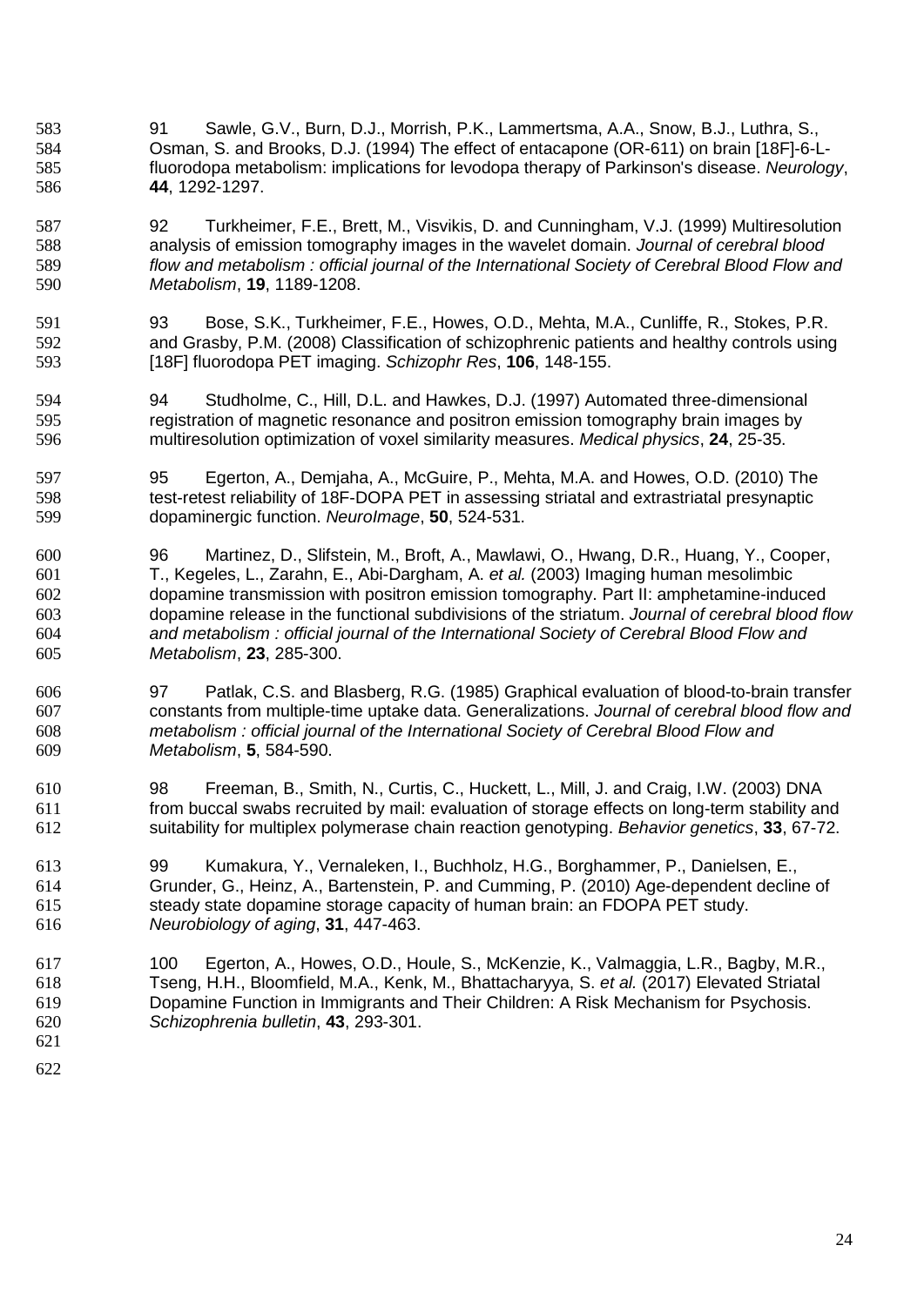91 Sawle, G.V., Burn, D.J., Morrish, P.K., Lammertsma, A.A., Snow, B.J., Luthra, S., Osman, S. and Brooks, D.J. (1994) The effect of entacapone (OR-611) on brain [18F]-6-L-fluorodopa metabolism: implications for levodopa therapy of Parkinson's disease. *Neurology*, **44**, 1292-1297.

92 Turkheimer, F.E., Brett, M., Visvikis, D. and Cunningham, V.J. (1999) Multiresolution analysis of emission tomography images in the wavelet domain. *Journal of cerebral blood flow and metabolism : official journal of the International Society of Cerebral Blood Flow and Metabolism*, **19**, 1189-1208.

93 Bose, S.K., Turkheimer, F.E., Howes, O.D., Mehta, M.A., Cunliffe, R., Stokes, P.R. and Grasby, P.M. (2008) Classification of schizophrenic patients and healthy controls using [18F] fluorodopa PET imaging. *Schizophr Res*, **106**, 148-155.

94 Studholme, C., Hill, D.L. and Hawkes, D.J. (1997) Automated three-dimensional registration of magnetic resonance and positron emission tomography brain images by multiresolution optimization of voxel similarity measures. *Medical physics*, **24**, 25-35.

95 Egerton, A., Demjaha, A., McGuire, P., Mehta, M.A. and Howes, O.D. (2010) The test-retest reliability of 18F-DOPA PET in assessing striatal and extrastriatal presynaptic dopaminergic function. *NeuroImage*, **50**, 524-531.

96 Martinez, D., Slifstein, M., Broft, A., Mawlawi, O., Hwang, D.R., Huang, Y., Cooper, T., Kegeles, L., Zarahn, E., Abi-Dargham, A. *et al.* (2003) Imaging human mesolimbic dopamine transmission with positron emission tomography. Part II: amphetamine-induced dopamine release in the functional subdivisions of the striatum. *Journal of cerebral blood flow and metabolism : official journal of the International Society of Cerebral Blood Flow and Metabolism*, **23**, 285-300.

97 Patlak, C.S. and Blasberg, R.G. (1985) Graphical evaluation of blood-to-brain transfer constants from multiple-time uptake data. Generalizations. *Journal of cerebral blood flow and metabolism : official journal of the International Society of Cerebral Blood Flow and Metabolism*, **5**, 584-590.

98 Freeman, B., Smith, N., Curtis, C., Huckett, L., Mill, J. and Craig, I.W. (2003) DNA from buccal swabs recruited by mail: evaluation of storage effects on long-term stability and suitability for multiplex polymerase chain reaction genotyping. *Behavior genetics*, **33**, 67-72.

99 Kumakura, Y., Vernaleken, I., Buchholz, H.G., Borghammer, P., Danielsen, E., Grunder, G., Heinz, A., Bartenstein, P. and Cumming, P. (2010) Age-dependent decline of steady state dopamine storage capacity of human brain: an FDOPA PET study. *Neurobiology of aging*, **31**, 447-463.

100 Egerton, A., Howes, O.D., Houle, S., McKenzie, K., Valmaggia, L.R., Bagby, M.R., Tseng, H.H., Bloomfield, M.A., Kenk, M., Bhattacharyya, S. *et al.* (2017) Elevated Striatal Dopamine Function in Immigrants and Their Children: A Risk Mechanism for Psychosis. *Schizophrenia bulletin*, **43**, 293-301.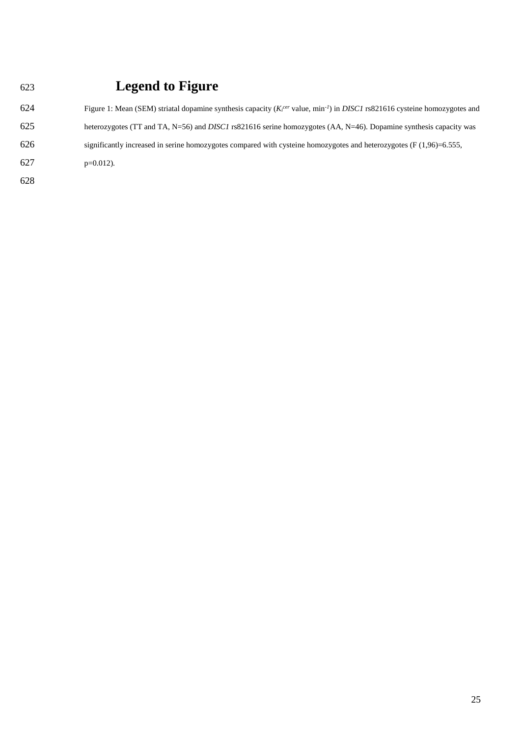# Legend to Figure

Figure 1: Mean (SEM) striatal dopamine synthesis capacity ($K_i^{cer}$ value, $min^{-1}$) in *DISC1* rs821616 cysteine homozygotes and heterozygotes (TT and TA, N=56) and *DISC1* rs821616 serine homozygotes (AA, N=46). Dopamine synthesis capacity was significantly increased in serine homozygotes compared with cysteine homozygotes and heterozygotes ($F(1,96)=6.555$, $p=0.012$).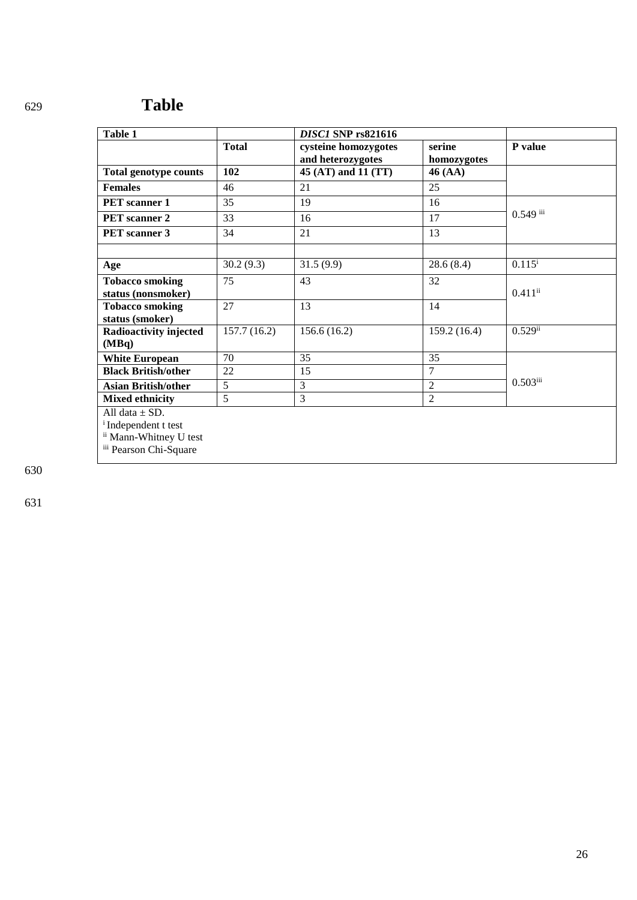# Table

| Table 1 | | *DISC1* SNP rs821616 | | |
|---|---|---|---|---|
| | **Total** | **cysteine homozygotes and heterozygotes** | **serine homozygotes** | **P value** |
| **Total genotype counts** | **102** | **45 (AT) and 11 (TT)** | **46 (AA)** | |
| **Females** | 46 | 21 | 25 | |
| **PET scanner 1** | 35 | 19 | 16 | 0.549 [iii] |
| **PET scanner 2** | 33 | 16 | 17 | |
| **PET scanner 3** | 34 | 21 | 13 | |
| | | | | |
| **Age** | 30.2 (9.3) | 31.5 (9.9) | 28.6 (8.4) | 0.115[i] |
| **Tobacco smoking status (nonsmoker)** | 75 | 43 | 32 | 0.411[ii] |
| **Tobacco smoking status (smoker)** | 27 | 13 | 14 | |
| **Radioactivity injected (MBq)** | 157.7 (16.2) | 156.6 (16.2) | 159.2 (16.4) | 0.529[ii] |
| **White European** | 70 | 35 | 35 | 0.503[iii] |
| **Black British/other** | 22 | 15 | 7 | |
| **Asian British/other** | 5 | 3 | 2 | |
| **Mixed ethnicity** | 5 | 3 | 2 | |

All data ± SD.
[i] Independent t test
[ii] Mann-Whitney U test
[iii] Pearson Chi-Square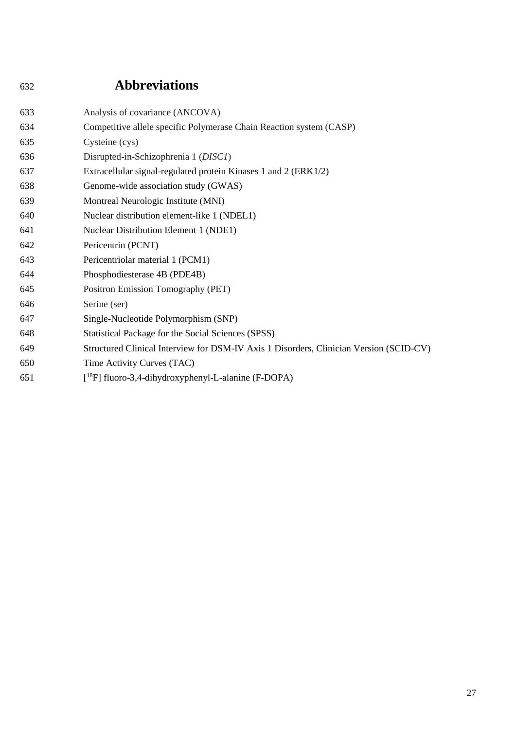# Abbreviations

Analysis of covariance (ANCOVA)

Competitive allele specific Polymerase Chain Reaction system (CASP)

Cysteine (cys)

Disrupted-in-Schizophrenia 1 (*DISC1*)

Extracellular signal-regulated protein Kinases 1 and 2 (ERK1/2)

Genome-wide association study (GWAS)

Montreal Neurologic Institute (MNI)

Nuclear distribution element-like 1 (NDEL1)

Nuclear Distribution Element 1 (NDE1)

Pericentrin (PCNT)

Pericentriolar material 1 (PCM1)

Phosphodiesterase 4B (PDE4B)

Positron Emission Tomography (PET)

Serine (ser)

Single-Nucleotide Polymorphism (SNP)

Statistical Package for the Social Sciences (SPSS)

Structured Clinical Interview for DSM-IV Axis 1 Disorders, Clinician Version (SCID-CV)

Time Activity Curves (TAC)

[$^{18}$F] fluoro-3,4-dihydroxyphenyl-L-alanine (F-DOPA)